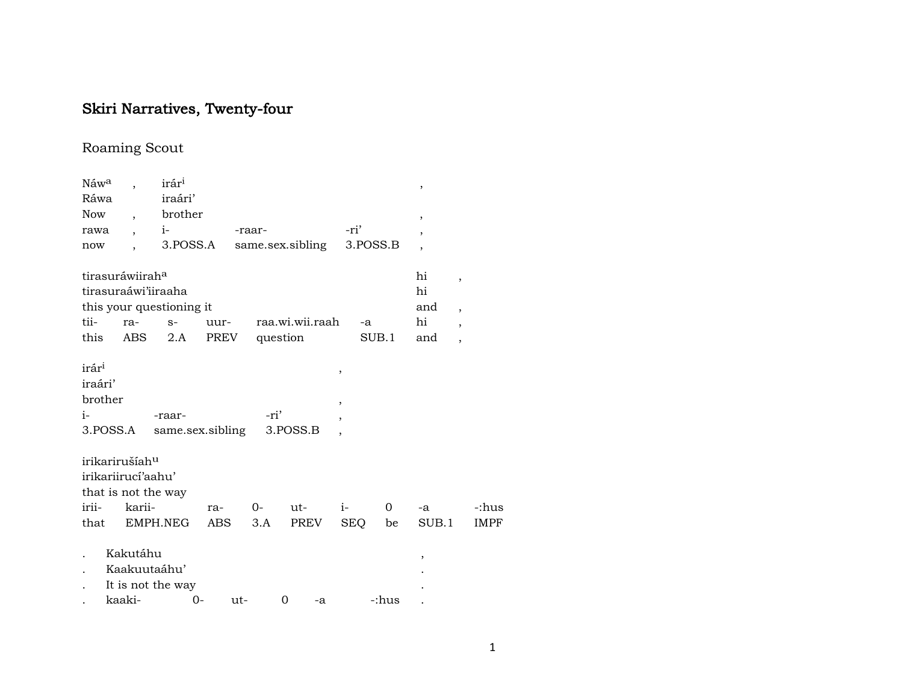# Skiri Narratives, Twenty-four

## Roaming Scout

| Náw$^{a}$ | , | irár$^{i}$ | | | , |
|---|---|---|---|---|---|
| Ráwa | | iraári' | | | |
| Now | , | brother | | | , |
| rawa | , | i- | -raar- | -ri' | , |
| now | , | 3.POSS.A | same.sex.sibling | 3.POSS.B | , |

| tirasuráwiirah$^{a}$ | | | | | | hi | , |
|---|---|---|---|---|---|---|---|
| tirasuraáwi'iiraaha | | | | | | hi | |
| this your questioning it | | | | | | and | , |
| tii- | ra- | s- | uur- | raa.wi.wii.raah | -a | hi | , |
| this | ABS | 2.A | PREV | question | SUB.1 | and | , |

| irár$^{i}$ | | | , |
|---|---|---|---|
| iraári' | | | |
| brother | | | , |
| i- | -raar- | -ri' | , |
| 3.POSS.A | same.sex.sibling | 3.POSS.B | , |

| irikarirušíah$^{u}$ | | | | | | | | |
|---|---|---|---|---|---|---|---|---|
| irikariirucí'aahu' | | | | | | | | |
| that is not the way | | | | | | | | |
| irii- | karii- | ra- | 0- | ut- | i- | 0 | -a | -:hus |
| that | EMPH.NEG | ABS | 3.A | PREV | SEQ | be | SUB.1 | IMPF |

| . | Kakutáhu | | | | | | , |
|---|---|---|---|---|---|---|---|
| . | Kaakuutaáhu' | | | | | | . |
| . | It is not the way | | | | | | . |
| . | kaaki- | 0- | ut- | 0 | -a | -:hus | . |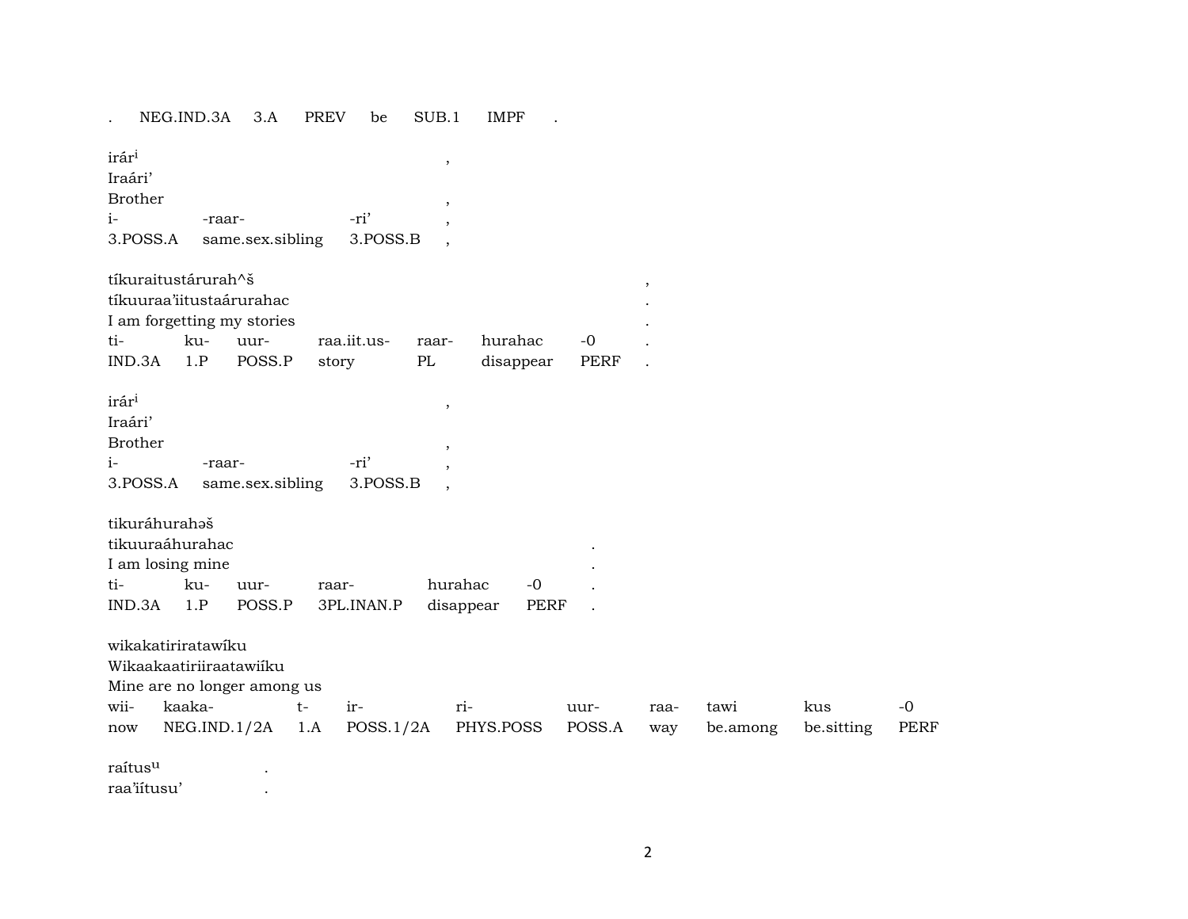. NEG.IND.3A 3.A PREV be SUB.1 IMPF .

irár^i ,
Iraári'
Brother ,

| i- | -raar- | -ri' | , |
|---|---|---|---|
| 3.POSS.A | same.sex.sibling | 3.POSS.B | , |

tíkuraitustárurah^š ,
tíkuuraa'iitustaárurahac .
I am forgetting my stories .

| ti- | ku- | uur- | raa.iit.us- | raar- | hurahac | -0 | . |
|---|---|---|---|---|---|---|---|
| IND.3A | 1.P | POSS.P | story | PL | disappear | PERF | . |

irár^i ,
Iraári'
Brother ,

| i- | -raar- | -ri' | , |
|---|---|---|---|
| 3.POSS.A | same.sex.sibling | 3.POSS.B | , |

tikuráhurahəš
tikuuraáhurahac .
I am losing mine .

| ti- | ku- | uur- | raar- | hurahac | -0 | . |
|---|---|---|---|---|---|---|
| IND.3A | 1.P | POSS.P | 3PL.INAN.P | disappear | PERF | . |

wikakatiriratawíku
Wikaakaatiriiraatawiíku
Mine are no longer among us

| wii- | kaaka- | t- | ir- | ri- | uur- | raa- | tawi | kus | -0 |
|---|---|---|---|---|---|---|---|---|---|
| now | NEG.IND.1/2A | 1.A | POSS.1/2A | PHYS.POSS | POSS.A | way | be.among | be.sitting | PERF |

raítus^u .
raa'iítusu' .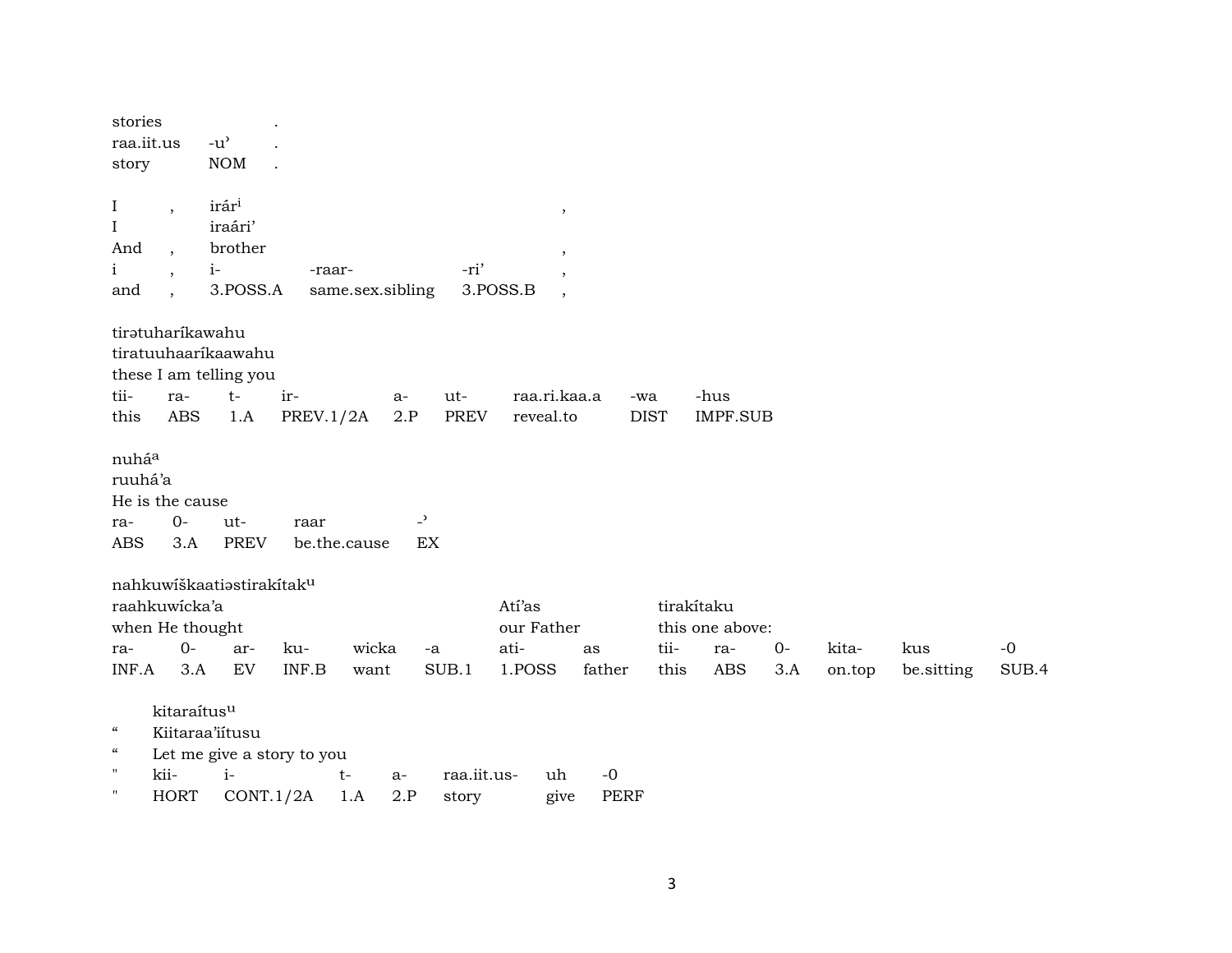stories .
raa.iit.us -u' .
story NOM .

| I | , | irár^i | | | , |
|---|---|---|---|---|---|
| I | | iraári' | | | |
| And | , | brother | | | , |
| i | , | i- | -raar- | -ri' | , |
| and | , | 3.POSS.A | same.sex.sibling | 3.POSS.B | , |

tirətuharíkawahu
tiratuuhaaríkaawahu
these I am telling you

| tii- | ra- | t- | ir- | a- | ut- | raa.ri.kaa.a | -wa | -hus |
|---|---|---|---|---|---|---|---|---|
| this | ABS | 1.A | PREV.1/2A | 2.P | PREV | reveal.to | DIST | IMPF.SUB |

nuhá^a
ruuhá'a
He is the cause

| ra- | 0- | ut- | raar | -' |
|---|---|---|---|---|
| ABS | 3.A | PREV | be.the.cause | EX |

nahkuwíškaatiəstirakítak^u

| raahkuwícka'a | | | | | | Atí'as | | tirakítaku | | | | | |
|---|---|---|---|---|---|---|---|---|---|---|---|---|---|
| when He thought | | | | | | our Father | | this one above: | | | | | |
| ra- | 0- | ar- | ku- | wicka | -a | ati- | as | tii- | ra- | 0- | kita- | kus | -0 |
| INF.A | 3.A | EV | INF.B | want | SUB.1 | 1.POSS | father | this | ABS | 3.A | on.top | be.sitting | SUB.4 |

| | kitaraítus^u | | | | | | |
|---|---|---|---|---|---|---|---|
| " | Kiitaraa'iítusu | | | | | | |
| " | Let me give a story to you | | | | | | |
| " | kii- | i- | t- | a- | raa.iit.us- | uh | -0 |
| " | HORT | CONT.1/2A | 1.A | 2.P | story | give | PERF |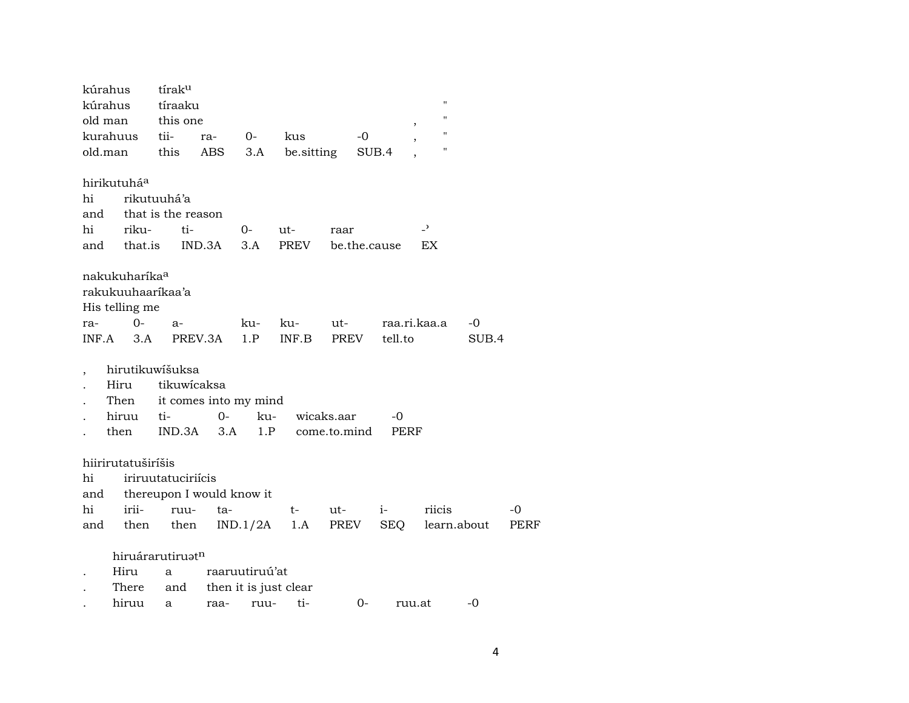| kúrahus | tírak$^{u}$ | | | | | | |
|---|---|---|---|---|---|---|---|
| kúrahus | tíraaku | | | | | | " |
| old man | this one | | | | | , | " |
| kurahuus | tii- | ra- | 0- | kus | -0 | , | " |
| old.man | this | ABS | 3.A | be.sitting | SUB.4 | , | " |

| hirikutuhá$^{a}$ | | | | | | |
|---|---|---|---|---|---|---|
| hi | rikutuuhá’a | | | | | |
| and | that is the reason | | | | | |
| hi | riku- | ti- | 0- | ut- | raar | -ʾ |
| and | that.is | IND.3A | 3.A | PREV | be.the.cause | EX |

| nakukuharíka$^{a}$ | | | | | | | |
|---|---|---|---|---|---|---|---|
| rakukuuhaaríkaa’a | | | | | | | |
| His telling me | | | | | | | |
| ra- | 0- | a- | ku- | ku- | ut- | raa.ri.kaa.a | -0 |
| INF.A | 3.A | PREV.3A | 1.P | INF.B | PREV | tell.to | SUB.4 |

| , | hirutikuwíšuksa | | | | | |
|---|---|---|---|---|---|---|
| . | Hiru | tikuwícaksa | | | | |
| . | Then | it comes into my mind | | | | |
| . | hiruu | ti- | 0- | ku- | wicaks.aar | -0 |
| . | then | IND.3A | 3.A | 1.P | come.to.mind | PERF |

| hiirirutatuširíšis | | | | | | | | |
|---|---|---|---|---|---|---|---|---|
| hi | iriruutatuciriícis | | | | | | | |
| and | thereupon I would know it | | | | | | | |
| hi | irii- | ruu- | ta- | t- | ut- | i- | riicis | -0 |
| and | then | then | IND.1/2A | 1.A | PREV | SEQ | learn.about | PERF |

| | hiruárarutiruət$^{n}$ | | | | | | |
|---|---|---|---|---|---|---|---|
| . | Hiru | a | raaruutiruú’at | | | | |
| . | There | and | then it is just clear | | | | |
| . | hiruu | a | raa- | ruu- | ti- | 0- | ruu.at | -0 |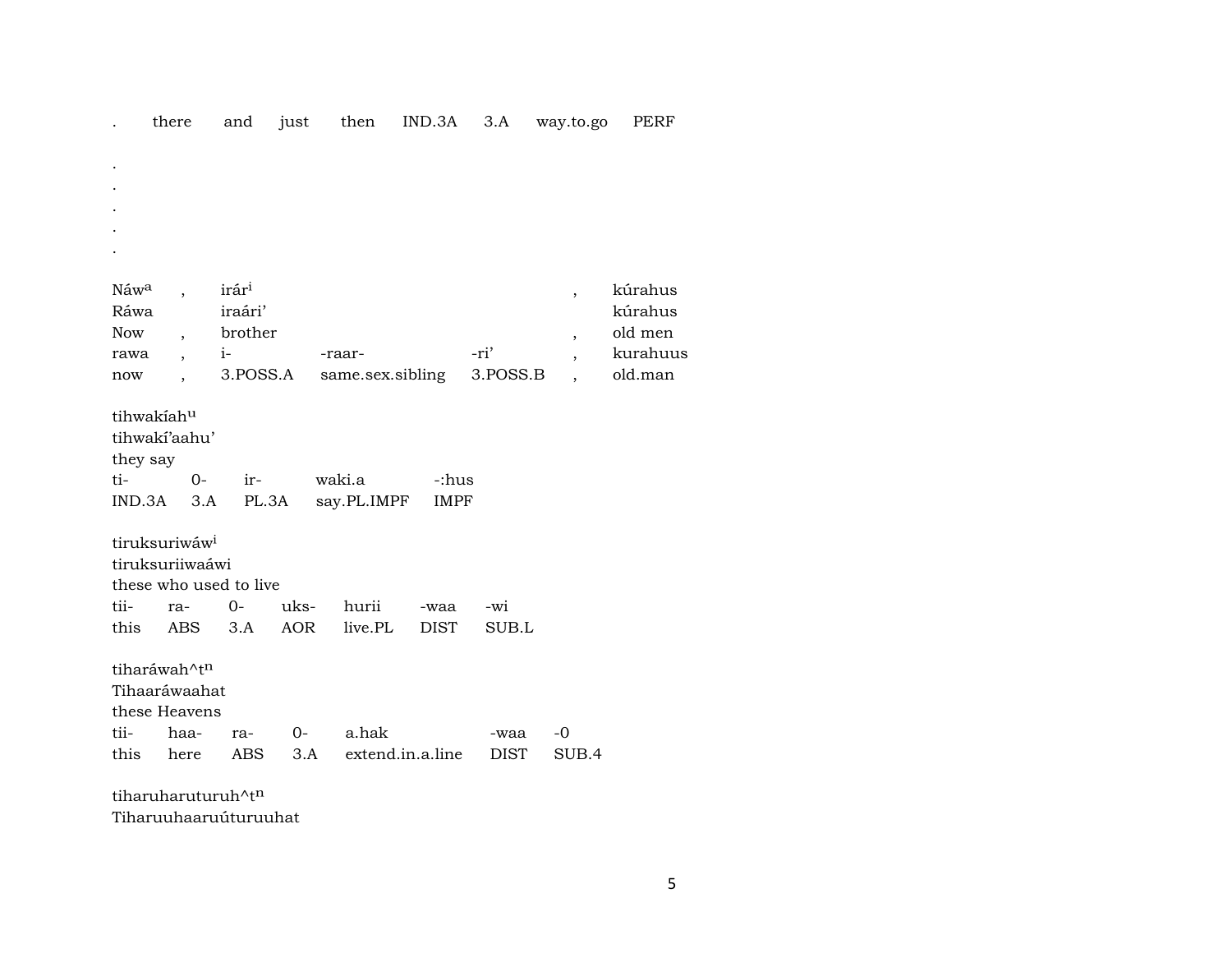| . | there | and | just | then | IND.3A | 3.A | way.to.go | PERF |
|---|---|---|---|---|---|---|---|---|

.

.

.

.

.

| Náw$^{a}$ | , | irár$^{i}$ | | | , | kúrahus |
|---|---|---|---|---|---|---|
| Ráwa | | iraári’ | | | | kúrahus |
| Now | , | brother | | | , | old men |
| rawa | , | i- | -raar- | -ri’ | , | kurahuus |
| now | , | 3.POSS.A | same.sex.sibling | 3.POSS.B | , | old.man |

tihwakíah$^{u}$
tihwakí’aahu’
they say

| ti- | 0- | ir- | waki.a | -:hus |
|---|---|---|---|---|
| IND.3A | 3.A | PL.3A | say.PL.IMPF | IMPF |

tiruksuriwáw$^{i}$
tiruksuriiwaáwi
these who used to live

| tii- | ra- | 0- | uks- | hurii | -waa | -wi |
|---|---|---|---|---|---|---|
| this | ABS | 3.A | AOR | live.PL | DIST | SUB.L |

tiharáwah^t$^{n}$
Tihaaráwaahat
these Heavens

| tii- | haa- | ra- | 0- | a.hak | -waa | -0 |
|---|---|---|---|---|---|---|
| this | here | ABS | 3.A | extend.in.a.line | DIST | SUB.4 |

tiharuharuturuh^t$^{n}$
Tiharuuhaaruúturuuhat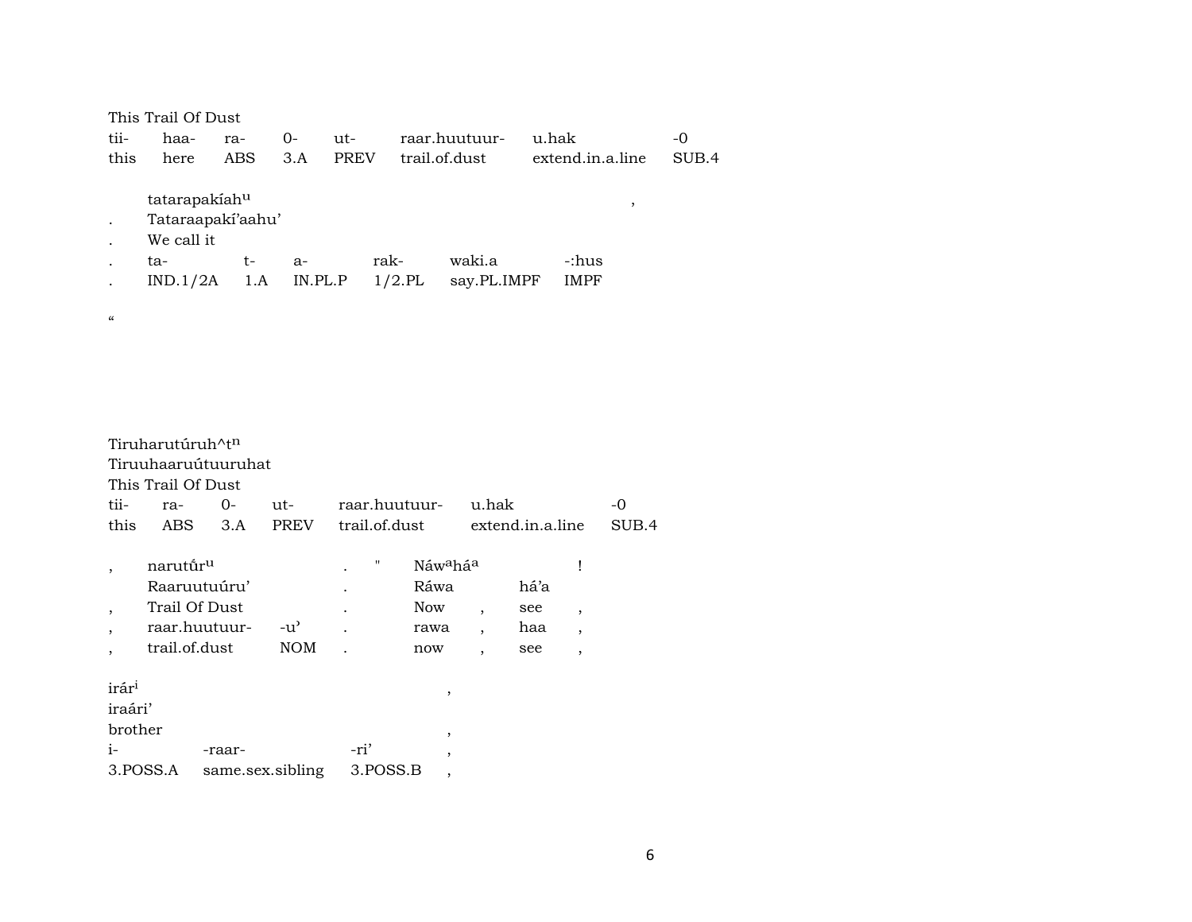This Trail Of Dust

| tii- | haa- | ra- | 0- | ut- | raar.huutuur- | u.hak | -0 |
|---|---|---|---|---|---|---|---|
| this | here | ABS | 3.A | PREV | trail.of.dust | extend.in.a.line | SUB.4 |

| | tatarapakíah^u | | | | | | , |
|---|---|---|---|---|---|---|---|
| . | Tataraapakí'aahu' | | | | | | |
| . | We call it | | | | | | |
| . | ta- | t- | a- | rak- | waki.a | -:hus | |
| . | IND.1/2A | 1.A | IN.PL.P | 1/2.PL | say.PL.IMPF | IMPF | |

“

Tiruharutúruh^t^n

Tiruuhaaruútuuruhat

This Trail Of Dust

| tii- | ra- | 0- | ut- | raar.huutuur- | u.hak | -0 |
|---|---|---|---|---|---|---|
| this | ABS | 3.A | PREV | trail.of.dust | extend.in.a.line | SUB.4 |

| , | narutǘr^u | | . | " | Náw^a há^a | | | ! |
|---|---|---|---|---|---|---|---|---|
| | Raaruutuúru' | | . | | Ráwa | | há'a | |
| , | Trail Of Dust | | . | | Now | , | see | , |
| , | raar.huutuur- | -u' | . | | rawa | , | haa | , |
| , | trail.of.dust | NOM | . | | now | , | see | , |

| irár^i | | | , |
|---|---|---|---|
| iraári' | | | |
| brother | | | , |
| i- | -raar- | -ri' | , |
| 3.POSS.A | same.sex.sibling | 3.POSS.B | , |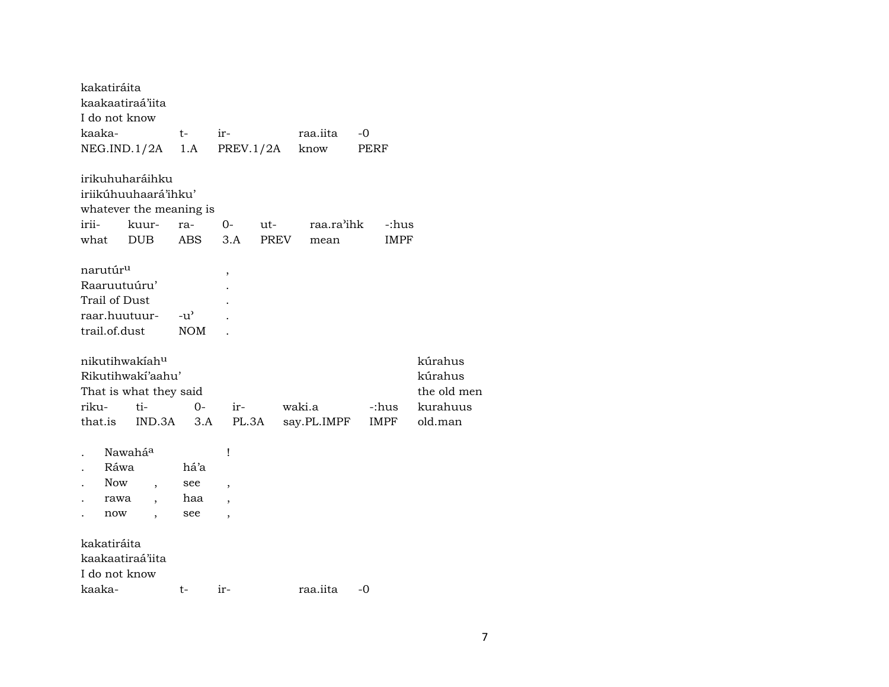kakatiráita
kaakaatiraá'iita
I do not know

| kaaka- | t- | ir- | raa.iita | -0 |
|---|---|---|---|---|
| NEG.IND.1/2A | 1.A | PREV.1/2A | know | PERF |

irikuhuharáihku
iriikúhuuhaará'ihku'
whatever the meaning is

| irii- | kuur- | ra- | 0- | ut- | raa.ra'ihk | -:hus |
|---|---|---|---|---|---|---|
| what | DUB | ABS | 3.A | PREV | mean | IMPF |

| narutúr^u | | , |
|---|---|---|
| Raaruutuúru' | | . |
| Trail of Dust | | . |
| raar.huutuur- | -u' | . |
| trail.of.dust | NOM | . |

| nikutihwakíah^u | | | | | | kúrahus |
|---|---|---|---|---|---|---|
| Rikutihwakí'aahu' | | | | | | kúrahus |
| That is what they said | | | | | | the old men |
| riku- | ti- | 0- | ir- | waki.a | -:hus | kurahuus |
| that.is | IND.3A | 3.A | PL.3A | say.PL.IMPF | IMPF | old.man |

| . | Nawahá^a | | | ! |
|---|---|---|---|---|
| . | Ráwa | | há'a | |
| . | Now | , | see | , |
| . | rawa | , | haa | , |
| . | now | , | see | , |

kakatiráita
kaakaatiraá'iita
I do not know

| kaaka- | t- | ir- | raa.iita | -0 |
|---|---|---|---|---|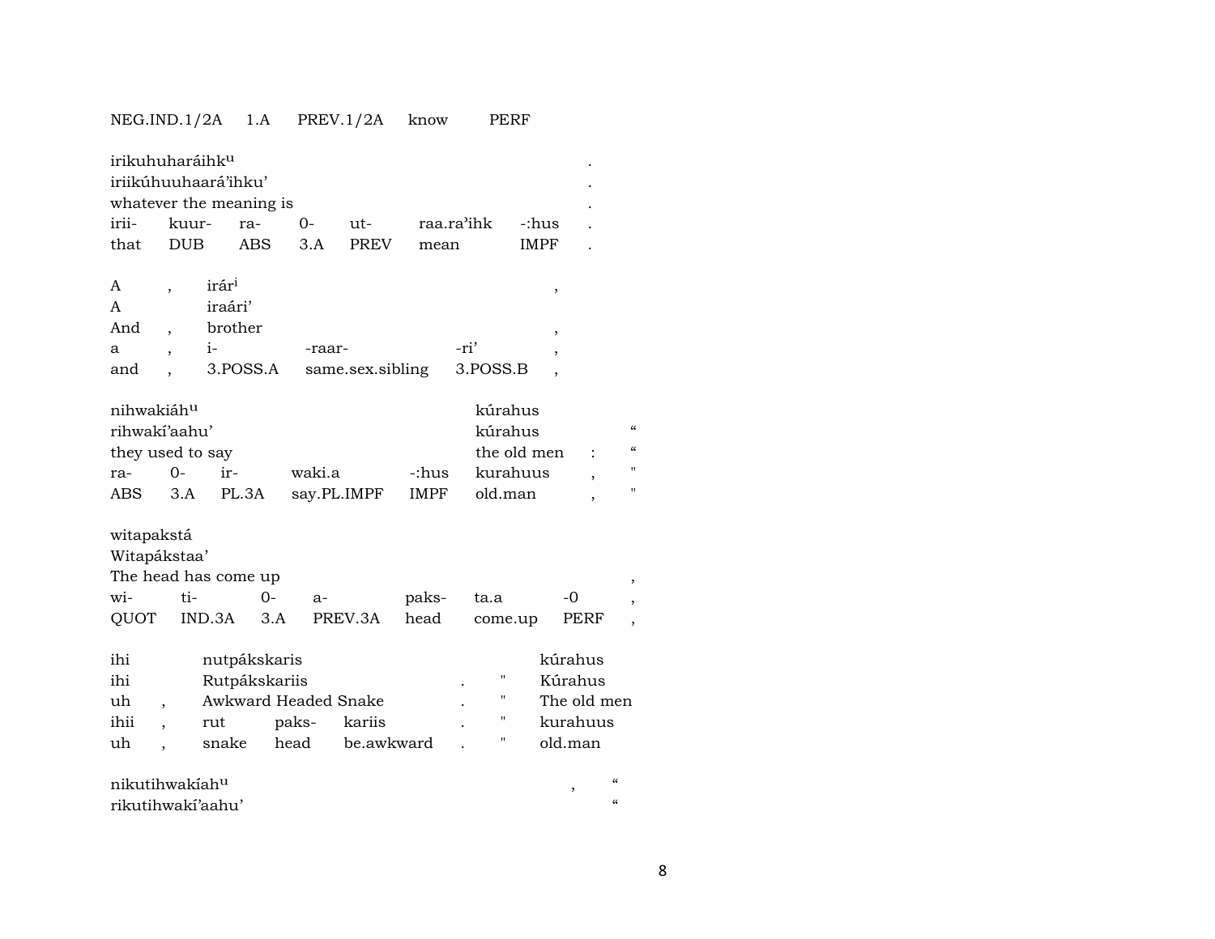| NEG.IND.1/2A | 1.A | PREV.1/2A | know | PERF |
|---|---|---|---|---|

| irikuhuharáihk[u] | | | | | | | . |
|---|---|---|---|---|---|---|---|
| iriikúhuuhaará'ihku' | | | | | | | . |
| whatever the meaning is | | | | | | | . |
| irii- | kuur- | ra- | 0- | ut- | raa.ra'ihk | -:hus | . |
| that | DUB | ABS | 3.A | PREV | mean | IMPF | . |

| A | , | irár[i] | | | , |
|---|---|---|---|---|---|
| A | | iraári' | | | |
| And | , | brother | | | , |
| a | , | i- | -raar- | -ri' | , |
| and | , | 3.POSS.A | same.sex.sibling | 3.POSS.B | , |

| nihwakiáh[u] | | | | | kúrahus | | |
|---|---|---|---|---|---|---|---|
| rihwakí'aahu' | | | | | kúrahus | | " |
| they used to say | | | | | the old men | : | " |
| ra- | 0- | ir- | waki.a | -:hus | kurahuus | , | " |
| ABS | 3.A | PL.3A | say.PL.IMPF | IMPF | old.man | , | " |

| witapakstá | | | | | | | |
|---|---|---|---|---|---|---|---|
| Witapákstaa' | | | | | | | |
| The head has come up | | | | | | | , |
| wi- | ti- | 0- | a- | paks- | ta.a | -0 | , |
| QUOT | IND.3A | 3.A | PREV.3A | head | come.up | PERF | , |

| ihi | | nutpákskaris | | | | | kúrahus |
|---|---|---|---|---|---|---|---|
| ihi | | Rutpákskariis | | | . | " | Kúrahus |
| uh | , | Awkward Headed Snake | | | . | " | The old men |
| ihii | , | rut | paks- | kariis | . | " | kurahuus |
| uh | , | snake | head | be.awkward | . | " | old.man |

| nikutihwakíah[u] | , | " |
|---|---|---|
| rikutihwakí'aahu' | | " |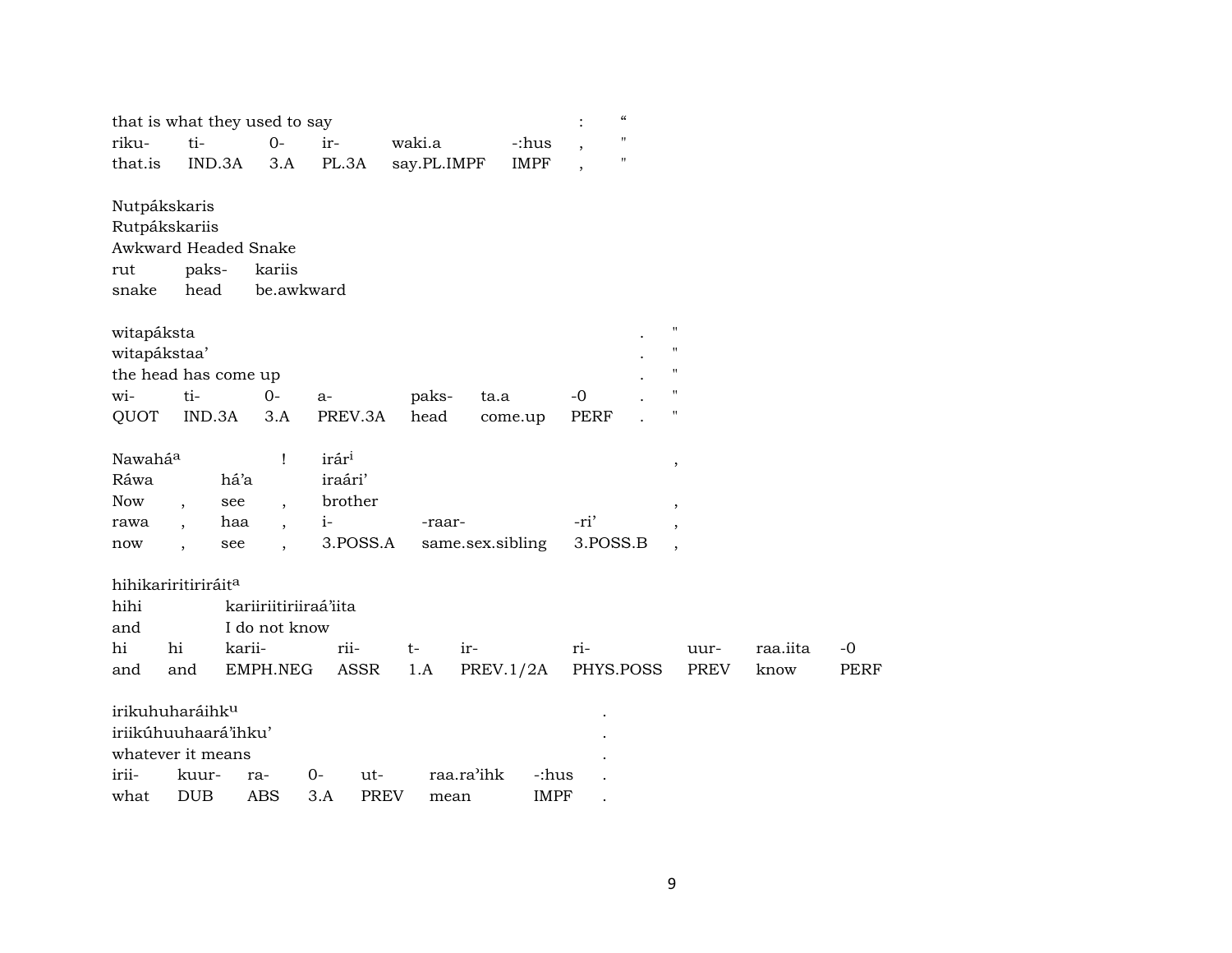| that is what they used to say | | | | | : | " |
|---|---|---|---|---|---|---|
| riku- | ti- | 0- | ir- | waki.a | -:hus | , | " |
| that.is | IND.3A | 3.A | PL.3A | say.PL.IMPF | IMPF | , | " |

Nutpákskaris
Rutpákskariis
Awkward Headed Snake

| rut | paks- | kariis |
|---|---|---|
| snake | head | be.awkward |

witapáksta . "
witapákstaa' . "
the head has come up . "

| wi- | ti- | 0- | a- | paks- | ta.a | -0 | . | " |
|---|---|---|---|---|---|---|---|---|
| QUOT | IND.3A | 3.A | PREV.3A | head | come.up | PERF | . | " |

Nawahá[a] ! irár[i] ,

| Ráwa | | há'a | | iraári' | | | |
|---|---|---|---|---|---|---|---|
| Now | , | see | , | brother | | | , |
| rawa | , | haa | , | i- | -raar- | -ri' | , |
| now | , | see | , | 3.POSS.A | same.sex.sibling | 3.POSS.B | , |

hihikariritiriráit[a]

| hihi | | kariiriitiriiraá'iita | | | | | | | |
|---|---|---|---|---|---|---|---|---|---|
| and | | I do not know | | | | | | | |
| hi | hi | karii- | rii- | t- | ir- | ri- | uur- | raa.iita | -0 |
| and | and | EMPH.NEG | ASSR | 1.A | PREV.1/2A | PHYS.POSS | PREV | know | PERF |

irikuhuharáihk[u] .
iriikúhuuhaará'ihku' .
whatever it means .

| irii- | kuur- | ra- | 0- | ut- | raa.ra'ihk | -:hus | . |
|---|---|---|---|---|---|---|---|
| what | DUB | ABS | 3.A | PREV | mean | IMPF | . |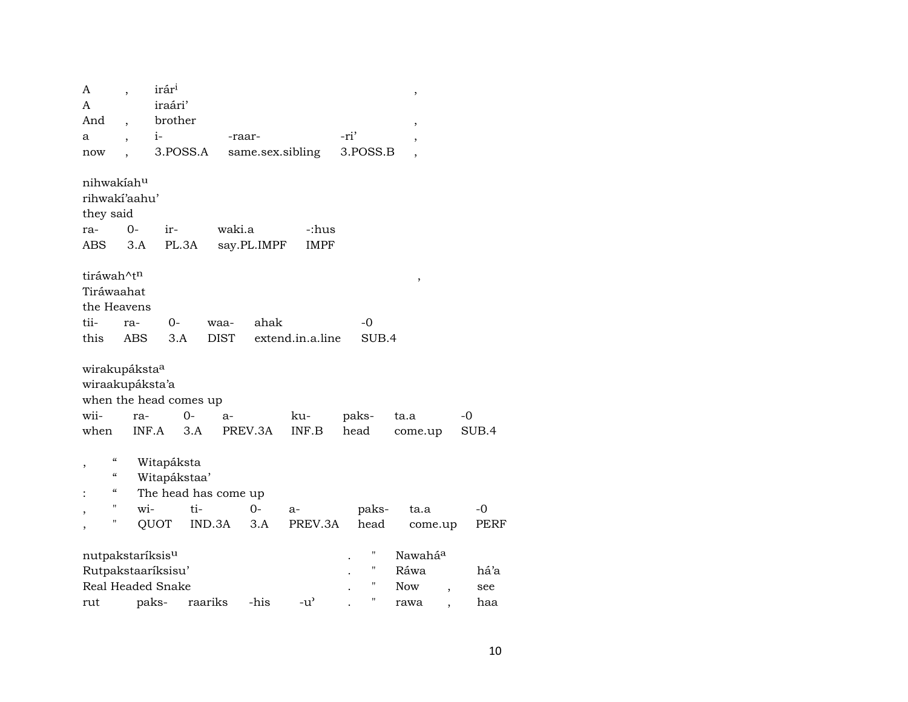| A | , | irár[i] | | | , |
|---|---|---|---|---|---|
| A | | iraári’ | | | |
| And | , | brother | | | , |
| a | , | i- | -raar- | -ri’ | , |
| now | , | 3.POSS.A | same.sex.sibling | 3.POSS.B | , |

| nihwakíah[u] | | | | |
|---|---|---|---|---|
| rihwakí’aahu’ | | | | |
| they said | | | | |
| ra- | 0- | ir- | waki.a | -:hus |
| ABS | 3.A | PL.3A | say.PL.IMPF | IMPF |

| tiráwah^t[n] | | | | | | , |
|---|---|---|---|---|---|---|
| Tiráwaahat | | | | | | |
| the Heavens | | | | | | |
| tii- | ra- | 0- | waa- | ahak | -0 | |
| this | ABS | 3.A | DIST | extend.in.a.line | SUB.4 | |

| wirakupáksta[a] | | | | | | | |
|---|---|---|---|---|---|---|---|
| wiraakupáksta’a | | | | | | | |
| when the head comes up | | | | | | | |
| wii- | ra- | 0- | a- | ku- | paks- | ta.a | -0 |
| when | INF.A | 3.A | PREV.3A | INF.B | head | come.up | SUB.4 |

| , | “ | Witapáksta | | | | | | |
|---|---|---|---|---|---|---|---|---|
| | “ | Witapákstaa’ | | | | | | |
| : | “ | The head has come up | | | | | | |
| , | " | wi- | ti- | 0- | a- | paks- | ta.a | -0 |
| , | " | QUOT | IND.3A | 3.A | PREV.3A | head | come.up | PERF |

| nutpakstaríksis[u] | | | | | . | " | Nawahá[a] | | |
|---|---|---|---|---|---|---|---|---|---|
| Rutpakstaaríksisu’ | | | | | . | " | Ráwa | | há’a |
| Real Headed Snake | | | | | . | " | Now | , | see |
| rut | paks- | raariks | -his | -u’ | . | " | rawa | , | haa |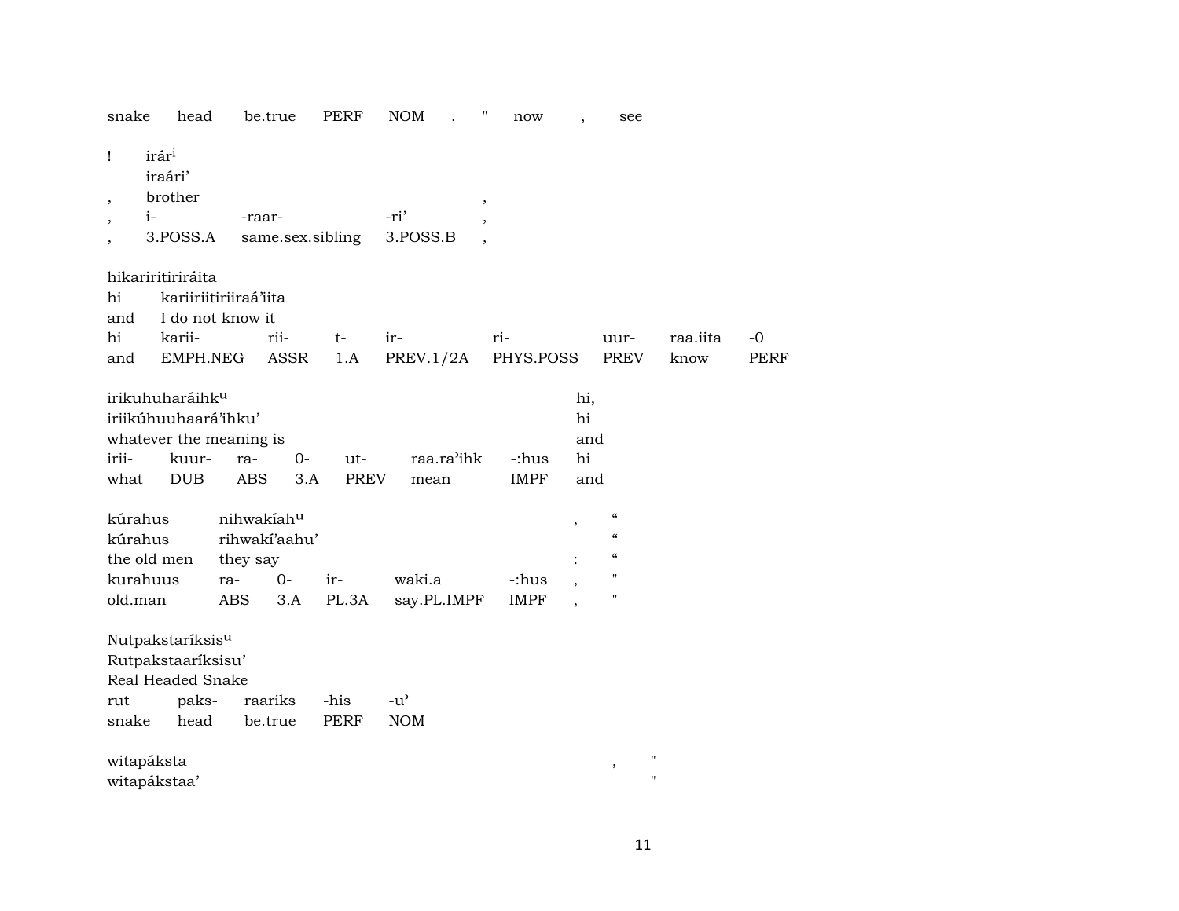snake head be.true PERF NOM . " now , see

| ! | irár^i | | | |
|---|---|---|---|---|
| | iraári' | | | |
| , | brother | | | , |
| , | i- | -raar- | -ri' | , |
| , | 3.POSS.A | same.sex.sibling | 3.POSS.B | , |

| hikaririt​iriráita | | | | | | | | |
|---|---|---|---|---|---|---|---|---|
| hi | kariiriitiriiraá'iita | | | | | | | |
| and | I do not know it | | | | | | | |
| hi | karii- | rii- | t- | ir- | ri- | uur- | raa.iita | -0 |
| and | EMPH.NEG | ASSR | 1.A | PREV.1/2A | PHYS.POSS | PREV | know | PERF |

| irikuhuharáihk^u | | | | | | | hi, |
|---|---|---|---|---|---|---|---|
| iriikúhuuhaará'ihku' | | | | | | | hi |
| whatever the meaning is | | | | | | | and |
| irii- | kuur- | ra- | 0- | ut- | raa.ra'ihk | -:hus | hi |
| what | DUB | ABS | 3.A | PREV | mean | IMPF | and |

| kúrahus | nihwakíah^u | | | | | , | " |
|---|---|---|---|---|---|---|---|
| kúrahus | rihwakí'aahu' | | | | | | " |
| the old men | they say | | | | | : | " |
| kurahuus | ra- | 0- | ir- | waki.a | -:hus | , | " |
| old.man | ABS | 3.A | PL.3A | say.PL.IMPF | IMPF | , | " |

| Nutpakstaríksis^u | | | | |
|---|---|---|---|---|
| Rutpakstaaríksisu' | | | | |
| Real Headed Snake | | | | |
| rut | paks- | raariks | -his | -u' |
| snake | head | be.true | PERF | NOM |

| witapáksta | , | " |
|---|---|---|
| witapákstaa' | | " |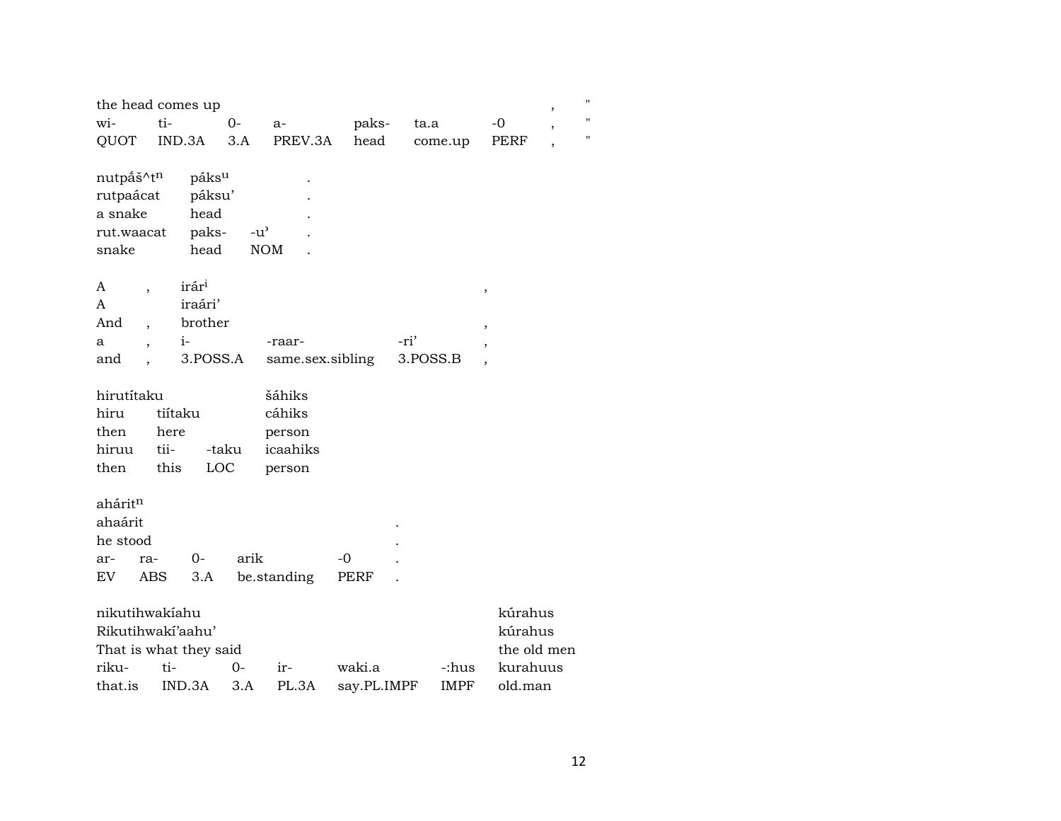| the head comes up | | | | | | | , | " |
|---|---|---|---|---|---|---|---|---|
| wi- | ti- | 0- | a- | paks- | ta.a | -0 | , | " |
| QUOT | IND.3A | 3.A | PREV.3A | head | come.up | PERF | , | " |

| nutpắš^tⁿ | páksᵘ | | . |
|---|---|---|---|
| rutpaácat | páksu’ | | . |
| a snake | head | | . |
| rut.waacat | paks- | -u’ | . |
| snake | head | NOM | . |

| A | , | irárⁱ | | | , |
|---|---|---|---|---|---|
| A | | iraári’ | | | |
| And | , | brother | | | , |
| a | , | i- | -raar- | -ri’ | , |
| and | , | 3.POSS.A | same.sex.sibling | 3.POSS.B | , |

| hirutítaku | | | šáhiks |
|---|---|---|---|
| hiru | tiítaku | | cáhiks |
| then | here | | person |
| hiruu | tii- | -taku | icaahiks |
| then | this | LOC | person |

| ahéritⁿ | | | | | |
|---|---|---|---|---|---|
| ahaárit | | | | | . |
| he stood | | | | | . |
| ar- | ra- | 0- | arik | -0 | . |
| EV | ABS | 3.A | be.standing | PERF | . |

| nikutihwakíahu | | | | | | kúrahus |
|---|---|---|---|---|---|---|
| Rikutihwakí’aahu’ | | | | | | kúrahus |
| That is what they said | | | | | | the old men |
| riku- | ti- | 0- | ir- | waki.a | -:hus | kurahuus |
| that.is | IND.3A | 3.A | PL.3A | say.PL.IMPF | IMPF | old.man |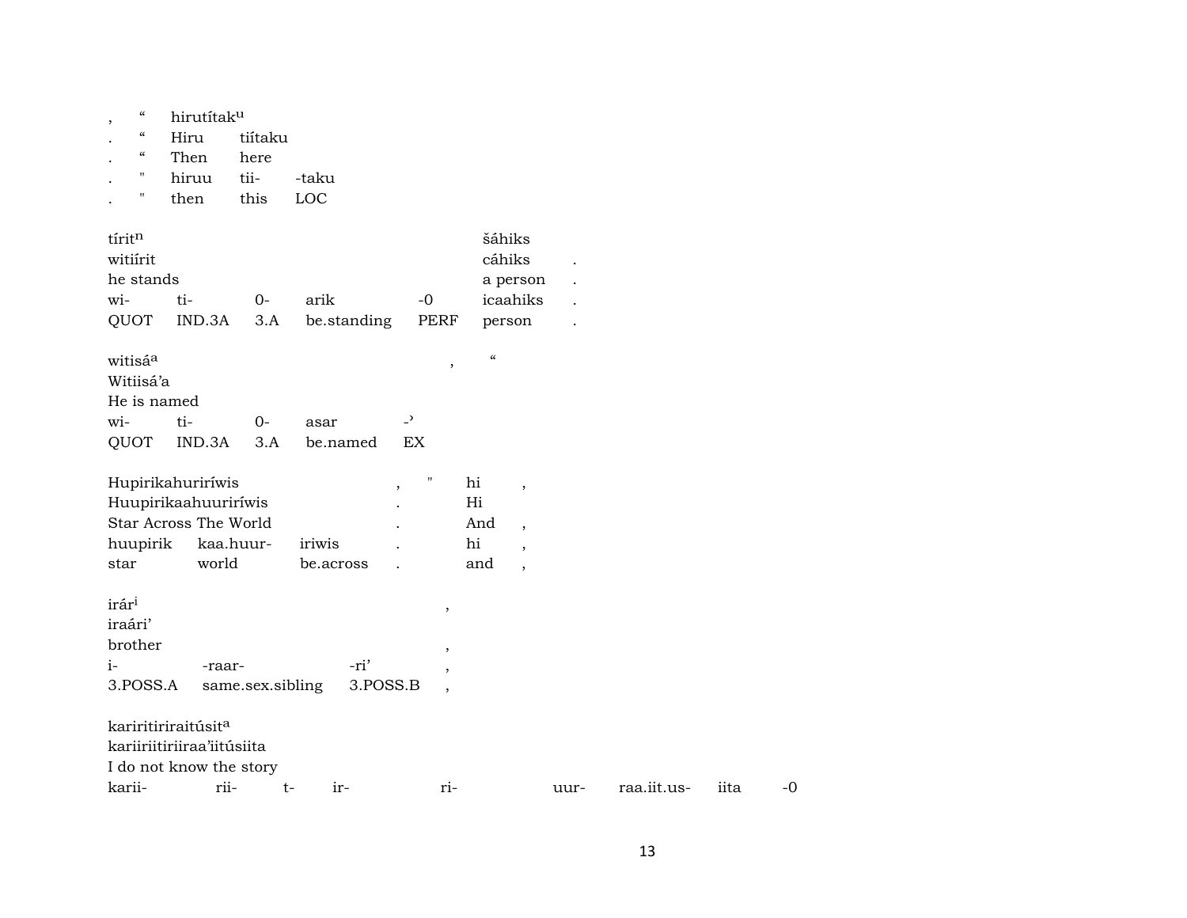| , | “ | hirutítak^u | | |
|---|---|---|---|---|
| . | “ | Hiru | tiítaku | |
| . | “ | Then | here | |
| . | " | hiruu | tii- | -taku |
| . | " | then | this | LOC |

| tírit^n | | | | | šáhiks | |
|---|---|---|---|---|---|---|
| witiírit | | | | | cáhiks | . |
| he stands | | | | | a person | . |
| wi- | ti- | 0- | arik | -0 | icaahiks | . |
| QUOT | IND.3A | 3.A | be.standing | PERF | person | . |

| witisá^a | | | | | , | “ |
|---|---|---|---|---|---|---|
| Witiisá’a | | | | | | |
| He is named | | | | | | |
| wi- | ti- | 0- | asar | -’ | | |
| QUOT | IND.3A | 3.A | be.named | EX | | |

| Hupirikahuriríwis | | | , | " | hi | , |
|---|---|---|---|---|---|---|
| Huupirikaahuuriríwis | | | . | | Hi | |
| Star Across The World | | | . | | And | , |
| huupirik | kaa.huur- | iriwis | . | | hi | , |
| star | world | be.across | . | | and | , |

| irár^i | | | , |
|---|---|---|---|
| iraári’ | | | |
| brother | | | , |
| i- | -raar- | -ri’ | , |
| 3.POSS.A | same.sex.sibling | 3.POSS.B | , |

| kariritiriraitúsit^a | | | | | | | | |
|---|---|---|---|---|---|---|---|---|
| kariiriitiriiraa’iitúsiita | | | | | | | | |
| I do not know the story | | | | | | | | |
| karii- | rii- | t- | ir- | ri- | uur- | raa.iit.us- | iita | -0 |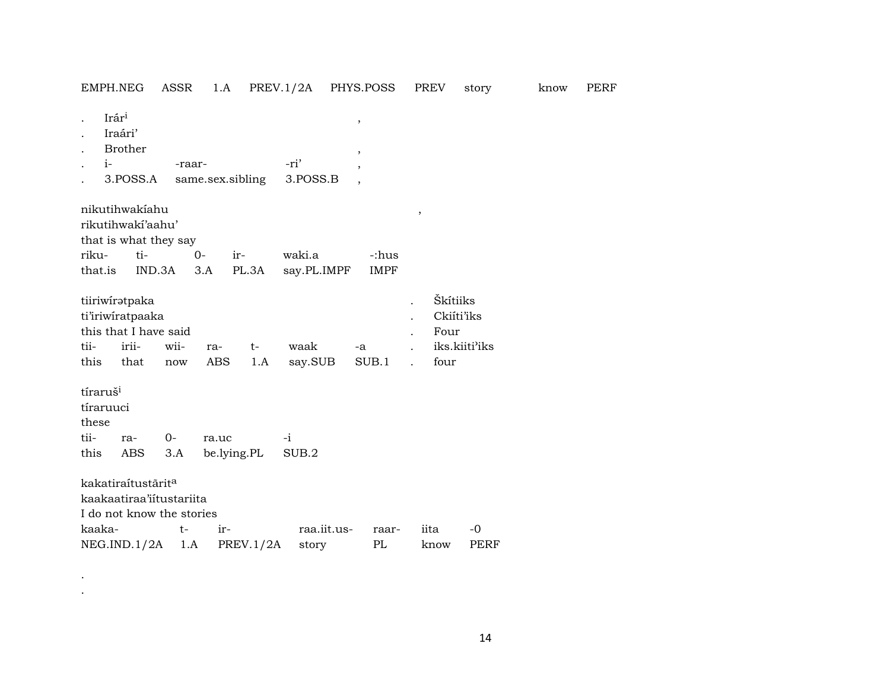EMPH.NEG ASSR 1.A PREV.1/2A PHYS.POSS PREV story know PERF

.    Irár$^{i}$ ,
.    Iraári'
.    Brother ,
.    i- -raar- -ri' ,
.    3.POSS.A same.sex.sibling 3.POSS.B ,

nikutihwakíahu ,
rikutihwakí'aahu'
that is what they say
riku- ti- 0- ir- waki.a -:hus
that.is IND.3A 3.A PL.3A say.PL.IMPF IMPF

tiiriwírətpaka . Škítiiks
ti'iriwíratpaaka . Ckiíti'iks
this that I have said . Four
tii- irii- wii- ra- t- waak -a . iks.kiiti'iks
this that now ABS 1.A say.SUB SUB.1 . four

tíraruš$^{i}$
tíraruuci
these
tii- ra- 0- ra.uc -i
this ABS 3.A be.lying.PL SUB.2

kakatiraítustārit$^{a}$
kaakaatiraa'iítustariita
I do not know the stories
kaaka- t- ir- raa.iit.us- raar- iita -0
NEG.IND.1/2A 1.A PREV.1/2A story PL know PERF

.
.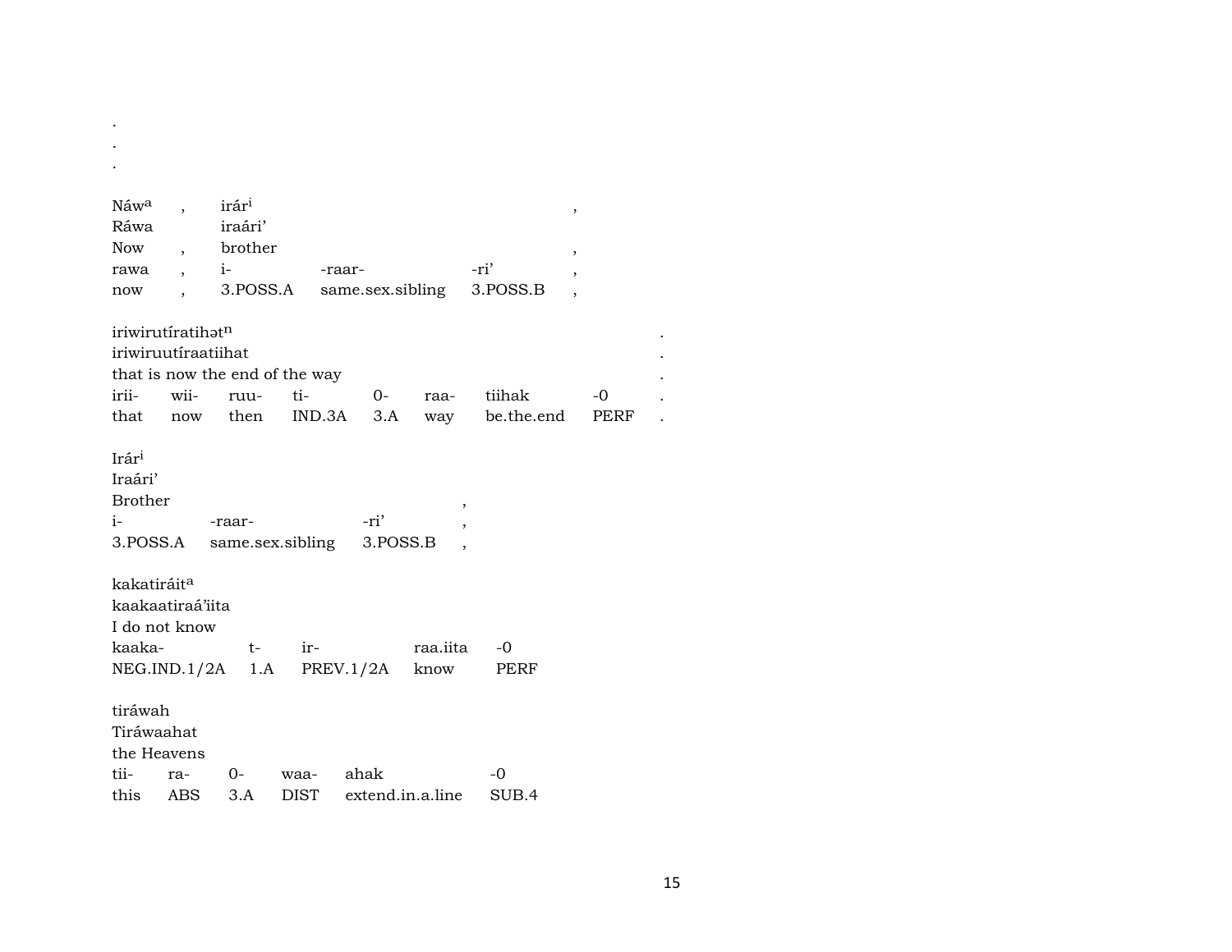.
.
.

| Náw^a | , | irár^i | | | , |
|---|---|---|---|---|---|
| Ráwa | | iraári’ | | | |
| Now | , | brother | | | , |
| rawa | , | i- | -raar- | -ri’ | , |
| now | , | 3.POSS.A | same.sex.sibling | 3.POSS.B | , |

| iriwirutíratihət^n | | | | | | | | . |
|---|---|---|---|---|---|---|---|---|
| iriwiruutíraatiihat | | | | | | | | . |
| that is now the end of the way | | | | | | | | . |
| irii- | wii- | ruu- | ti- | 0- | raa- | tiihak | -0 | . |
| that | now | then | IND.3A | 3.A | way | be.the.end | PERF | . |

| Irár^i | | | |
|---|---|---|---|
| Iraári’ | | | |
| Brother | | | , |
| i- | -raar- | -ri’ | , |
| 3.POSS.A | same.sex.sibling | 3.POSS.B | , |

| kakatiráit^a | | | | |
|---|---|---|---|---|
| kaakaatiraá’iita | | | | |
| I do not know | | | | |
| kaaka- | t- | ir- | raa.iita | -0 |
| NEG.IND.1/2A | 1.A | PREV.1/2A | know | PERF |

| tiráwah | | | | | |
|---|---|---|---|---|---|
| Tiráwaahat | | | | | |
| the Heavens | | | | | |
| tii- | ra- | 0- | waa- | ahak | -0 |
| this | ABS | 3.A | DIST | extend.in.a.line | SUB.4 |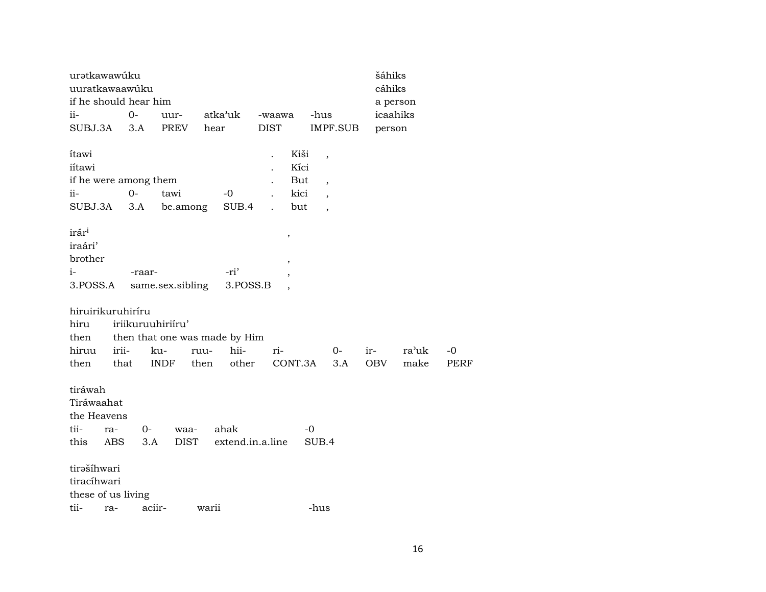| urətkawawúku | | | | | | šáhiks |
|---|---|---|---|---|---|---|
| uuratkawaawúku | | | | | | cáhiks |
| if he should hear him | | | | | | a person |
| ii- | 0- | uur- | atkaʾuk | -waawa | -hus | icaahiks |
| SUBJ.3A | 3.A | PREV | hear | DIST | IMPF.SUB | person |

| ítawi | | | | . | Kiši | , |
|---|---|---|---|---|---|---|
| iítawi | | | | . | Kíci | |
| if he were among them | | | | . | But | , |
| ii- | 0- | tawi | -0 | . | kici | , |
| SUBJ.3A | 3.A | be.among | SUB.4 | . | but | , |

| irár[i] | | | , |
|---|---|---|---|
| iraári’ | | | |
| brother | | | , |
| i- | -raar- | -ri’ | , |
| 3.POSS.A | same.sex.sibling | 3.POSS.B | , |

| hiruirikuruhiríru | | | | | | | | | |
|---|---|---|---|---|---|---|---|---|---|
| hiru | iriikuruuhiriíru’ | | | | | | | | |
| then | then that one was made by Him | | | | | | | | |
| hiruu | irii- | ku- | ruu- | hii- | ri- | 0- | ir- | raʾuk | -0 |
| then | that | INDF | then | other | CONT.3A | 3.A | OBV | make | PERF |

| tiráwah | | | | | |
|---|---|---|---|---|---|
| Tiráwaahat | | | | | |
| the Heavens | | | | | |
| tii- | ra- | 0- | waa- | ahak | -0 |
| this | ABS | 3.A | DIST | extend.in.a.line | SUB.4 |

| tirəšíhwari | | | | |
|---|---|---|---|---|
| tiracíhwari | | | | |
| these of us living | | | | |
| tii- | ra- | aciir- | warii | -hus |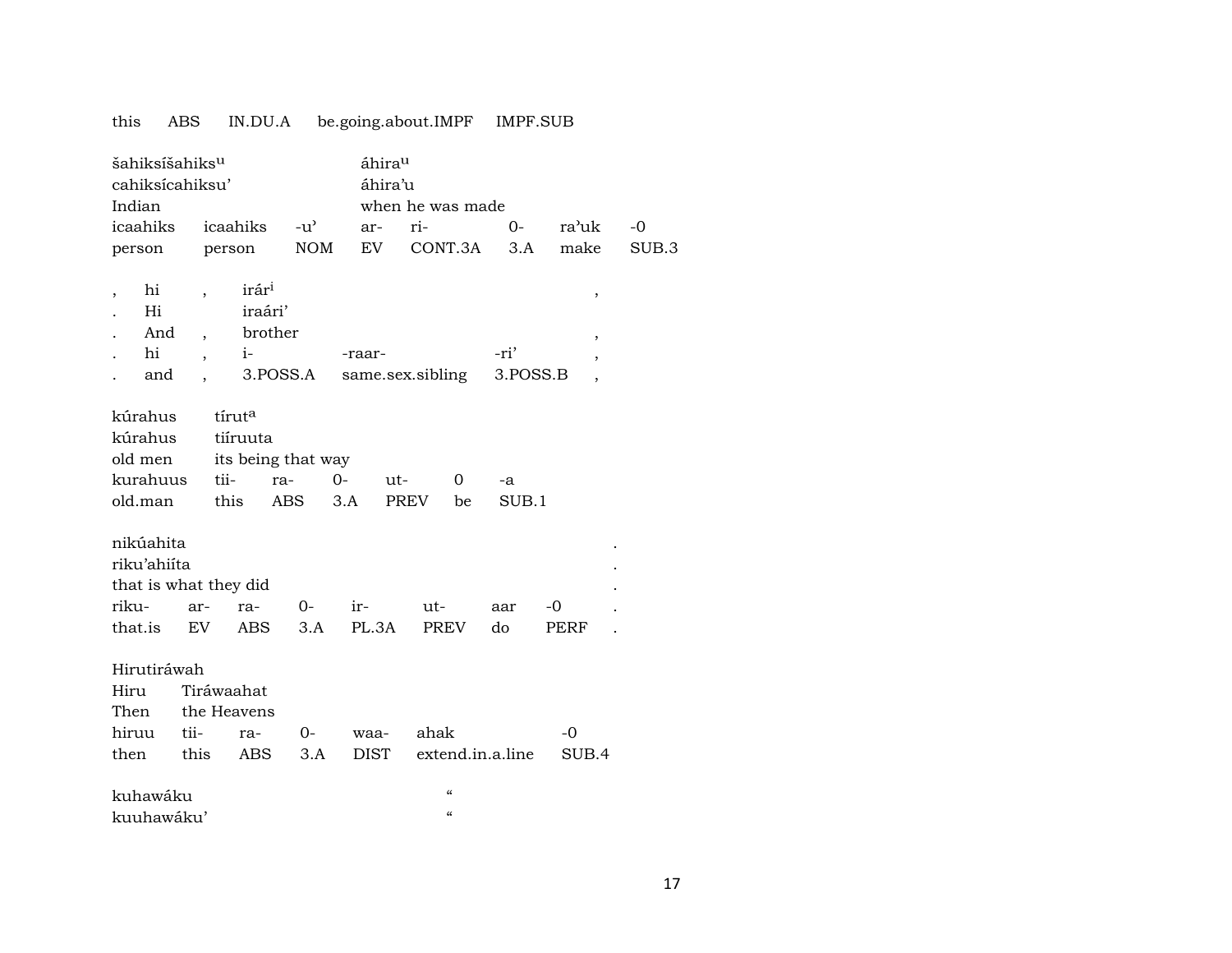this ABS IN.DU.A be.going.about.IMPF IMPF.SUB

| šahiksíšahiks[u] | | | áhira[u] | | | | |
|---|---|---|---|---|---|---|---|
| cahiksícahiksu’ | | | áhira’u | | | | |
| Indian | | | when he was made | | | | |
| icaahiks | icaahiks | -u’ | ar- | ri- | 0- | ra’uk | -0 |
| person | person | NOM | EV | CONT.3A | 3.A | make | SUB.3 |

| , | hi | , | irár[i] | | | , |
|---|---|---|---|---|---|---|
| . | Hi | | iraári’ | | | |
| . | And | , | brother | | | , |
| . | hi | , | i- | -raar- | -ri’ | , |
| . | and | , | 3.POSS.A | same.sex.sibling | 3.POSS.B | , |

| kúrahus | tírut[a] | | | | | |
|---|---|---|---|---|---|---|
| kúrahus | tiíruuta | | | | | |
| old men | its being that way | | | | | |
| kurahuus | tii- | ra- | 0- | ut- | 0 | -a |
| old.man | this | ABS | 3.A | PREV | be | SUB.1 |

| nikúahita | | | | | | | | . |
|---|---|---|---|---|---|---|---|---|
| riku’ahiíta | | | | | | | | . |
| that is what they did | | | | | | | | . |
| riku- | ar- | ra- | 0- | ir- | ut- | aar | -0 | . |
| that.is | EV | ABS | 3.A | PL.3A | PREV | do | PERF | . |

| Hirutiráwah | | | | | | |
|---|---|---|---|---|---|---|
| Hiru | Tiráwaahat | | | | | |
| Then | the Heavens | | | | | |
| hiruu | tii- | ra- | 0- | waa- | ahak | -0 |
| then | this | ABS | 3.A | DIST | extend.in.a.line | SUB.4 |

| kuhawáku | “ |
|---|---|
| kuuhawáku’ | “ |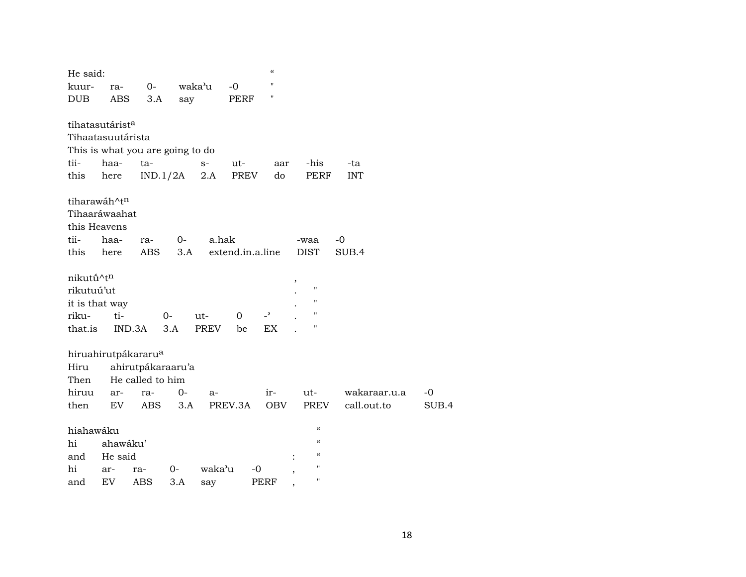He said: “

| kuur- | ra- | 0- | waka’u | -0 | " |
|---|---|---|---|---|---|
| DUB | ABS | 3.A | say | PERF | " |

tihatasutárist[a]
Tihaatasuutárista
This is what you are going to do

| tii- | haa- | ta- | s- | ut- | aar | -his | -ta |
|---|---|---|---|---|---|---|---|
| this | here | IND.1/2A | 2.A | PREV | do | PERF | INT |

tiharawáh^t[n]
Tihaaráwaahat
this Heavens

| tii- | haa- | ra- | 0- | a.hak | -waa | -0 |
|---|---|---|---|---|---|---|
| this | here | ABS | 3.A | extend.in.a.line | DIST | SUB.4 |

nikutǘ^t[n] ,
rikutuú’ut . "
it is that way . "

| riku- | ti- | 0- | ut- | 0 | -’ | . | " |
|---|---|---|---|---|---|---|---|
| that.is | IND.3A | 3.A | PREV | be | EX | . | " |

hiruahirutpákararu[a]
Hiru ahirutpákaraaru’a
Then He called to him

| hiruu | ar- | ra- | 0- | a- | ir- | ut- | wakaraar.u.a | -0 |
|---|---|---|---|---|---|---|---|---|
| then | EV | ABS | 3.A | PREV.3A | OBV | PREV | call.out.to | SUB.4 |

hiahawáku “
hi ahawáku’ “
and He said : “

| hi | ar- | ra- | 0- | waka’u | -0 | , | " |
|---|---|---|---|---|---|---|---|
| and | EV | ABS | 3.A | say | PERF | , | " |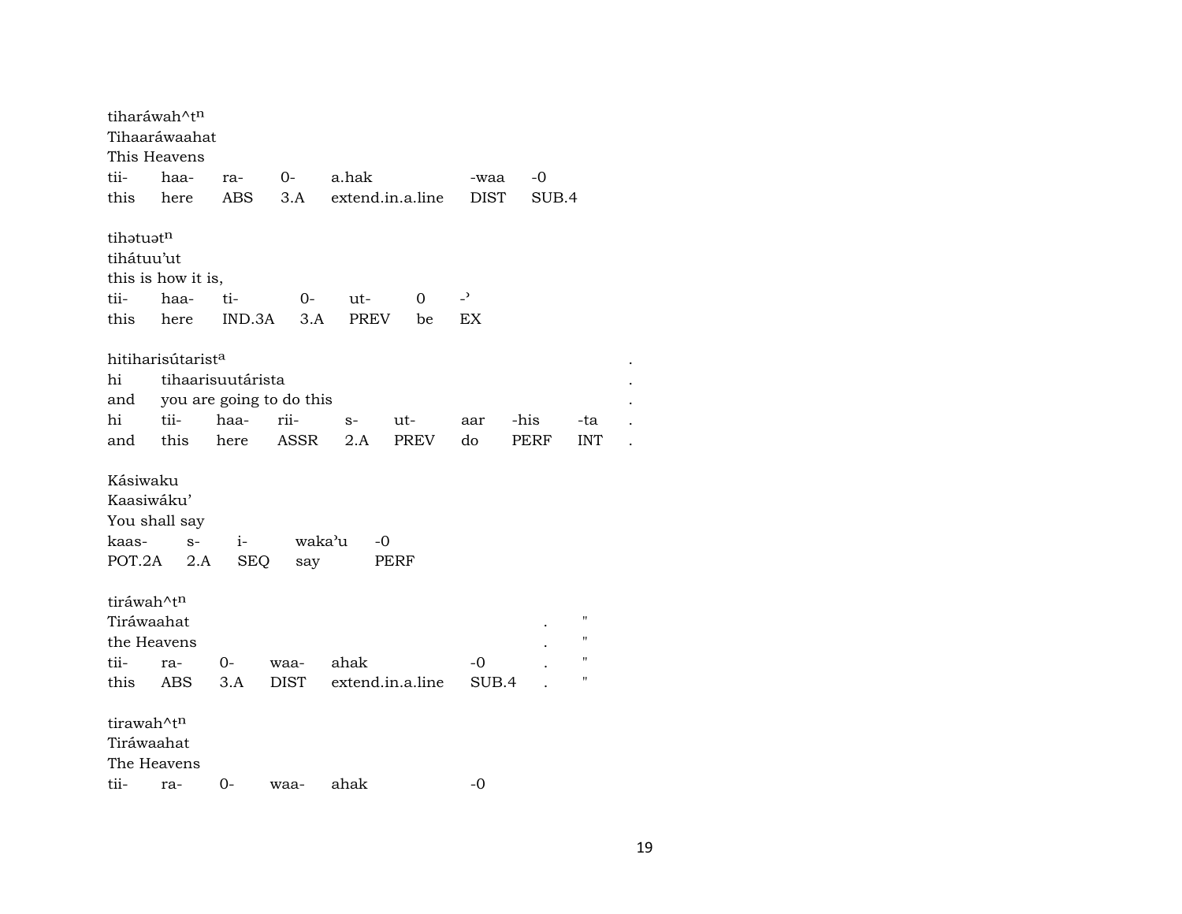tiharáwah^t$^{n}$
Tihaaráwaahat
This Heavens

| tii- | haa- | ra- | 0- | a.hak | -waa | -0 |
|---|---|---|---|---|---|---|
| this | here | ABS | 3.A | extend.in.a.line | DIST | SUB.4 |

tihətuət$^{n}$
tihátuu'ut
this is how it is,

| tii- | haa- | ti- | 0- | ut- | 0 | -' |
|---|---|---|---|---|---|---|
| this | here | IND.3A | 3.A | PREV | be | EX |

hitiharisútarist$^{a}$ .
hi tihaarisuutárista .
and you are going to do this .

| hi | tii- | haa- | rii- | s- | ut- | aar | -his | -ta | . |
|---|---|---|---|---|---|---|---|---|---|
| and | this | here | ASSR | 2.A | PREV | do | PERF | INT | . |

Kásiwaku
Kaasiwáku'
You shall say

| kaas- | s- | i- | waka'u | -0 |
|---|---|---|---|---|
| POT.2A | 2.A | SEQ | say | PERF |

tiráwah^t$^{n}$
Tiráwaahat . "
the Heavens . "

| tii- | ra- | 0- | waa- | ahak | -0 | . | " |
|---|---|---|---|---|---|---|---|
| this | ABS | 3.A | DIST | extend.in.a.line | SUB.4 | . | " |

tirawah^t$^{n}$
Tiráwaahat
The Heavens

| tii- | ra- | 0- | waa- | ahak | -0 |
|---|---|---|---|---|---|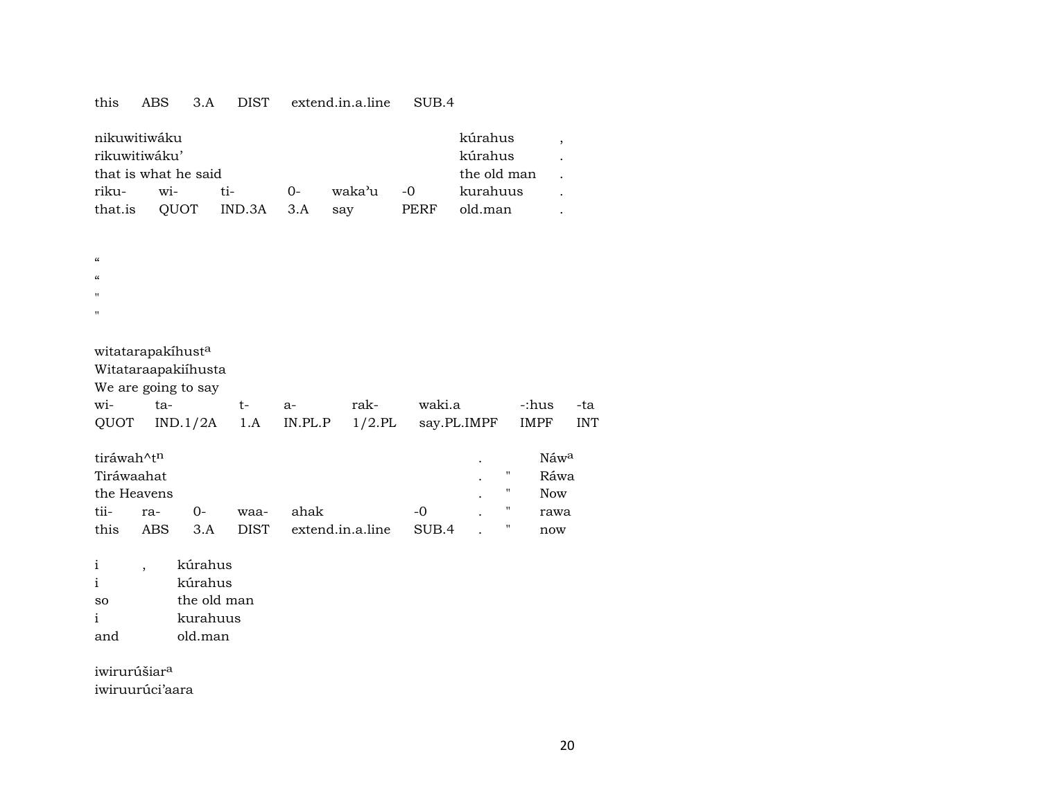this	ABS	3.A	DIST	extend.in.a.line	SUB.4

| nikuwitiwáku | | | | | | kúrahus | , |
|---|---|---|---|---|---|---|---|
| rikuwitiwáku’ | | | | | | kúrahus | . |
| that is what he said | | | | | | the old man | . |
| riku- | wi- | ti- | 0- | waka’u | -0 | kurahuus | . |
| that.is | QUOT | IND.3A | 3.A | say | PERF | old.man | . |

“
“
"
"

| witatarapakíhust[a] | | | | | | | |
|---|---|---|---|---|---|---|---|
| Witataraapakiíhusta | | | | | | | |
| We are going to say | | | | | | | |
| wi- | ta- | t- | a- | rak- | waki.a | -:hus | -ta |
| QUOT | IND.1/2A | 1.A | IN.PL.P | 1/2.PL | say.PL.IMPF | IMPF | INT |

| tiráwah^t[n] | | | | | | . | | Náw[a] |
|---|---|---|---|---|---|---|---|---|
| Tiráwaahat | | | | | | . | " | Ráwa |
| the Heavens | | | | | | . | " | Now |
| tii- | ra- | 0- | waa- | ahak | -0 | . | " | rawa |
| this | ABS | 3.A | DIST | extend.in.a.line | SUB.4 | . | " | now |

| i | , | kúrahus |
|---|---|---|
| i | | kúrahus |
| so | | the old man |
| i | | kurahuus |
| and | | old.man |

iwirurúšiar[a]
iwiruurúci’aara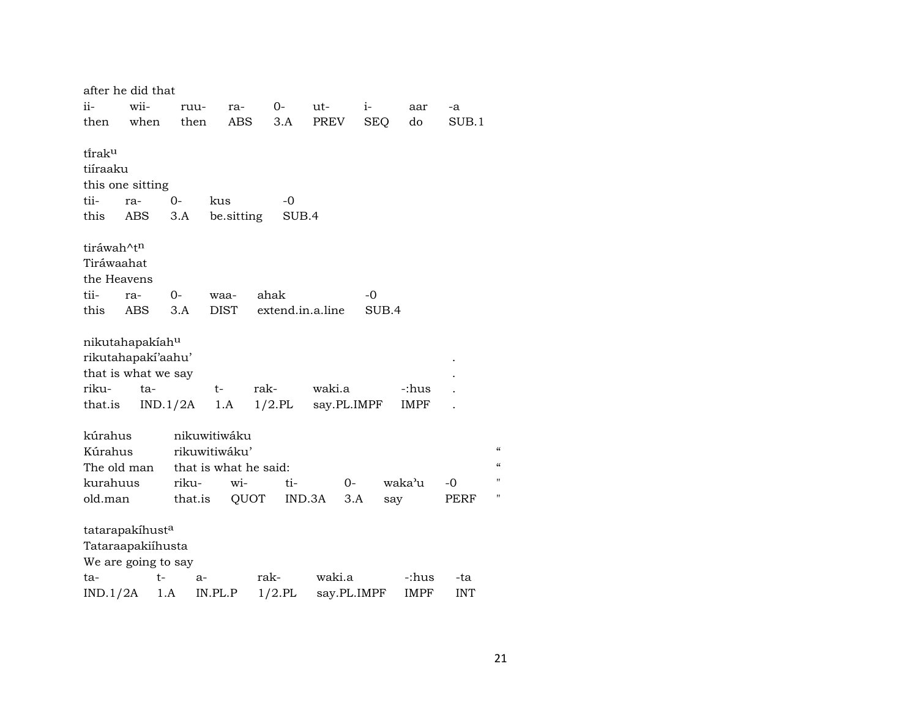after he did that

| ii- | wii- | ruu- | ra- | 0- | ut- | i- | aar | -a |
|---|---|---|---|---|---|---|---|---|
| then | when | then | ABS | 3.A | PREV | SEQ | do | SUB.1 |

tiraku
tiíraaku
this one sitting

| tii- | ra- | 0- | kus | -0 |
|---|---|---|---|---|
| this | ABS | 3.A | be.sitting | SUB.4 |

tiráwah^tn
Tiráwaahat
the Heavens

| tii- | ra- | 0- | waa- | ahak | -0 |
|---|---|---|---|---|---|
| this | ABS | 3.A | DIST | extend.in.a.line | SUB.4 |

nikutahapakíahu
rikutahapakí'aahu' .
that is what we say .

| riku- | ta- | t- | rak- | waki.a | -:hus | . |
|---|---|---|---|---|---|---|
| that.is | IND.1/2A | 1.A | 1/2.PL | say.PL.IMPF | IMPF | . |

| kúrahus | nikuwitiwáku | | | | | |
|---|---|---|---|---|---|---|
| Kúrahus | rikuwitiwáku' | | | | | “ |
| The old man | that is what he said: | | | | | “ |
| kurahuus | riku- | wi- | ti- | 0- | waka'u | -0 | " |
| old.man | that.is | QUOT | IND.3A | 3.A | say | PERF | " |

tatarapakíhusta
Tataraapakiíhusta
We are going to say

| ta- | t- | a- | rak- | waki.a | -:hus | -ta |
|---|---|---|---|---|---|---|
| IND.1/2A | 1.A | IN.PL.P | 1/2.PL | say.PL.IMPF | IMPF | INT |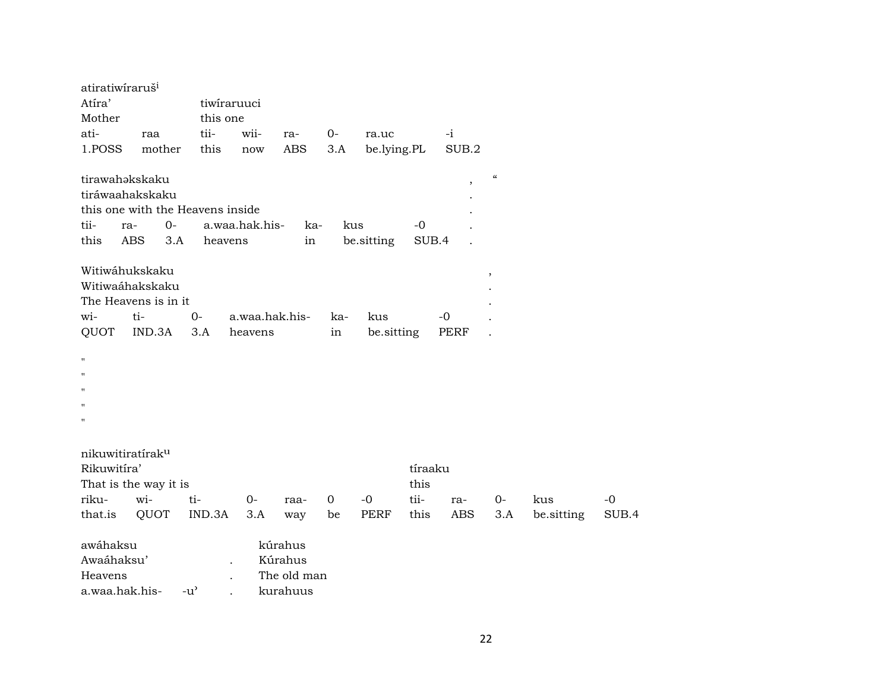atiratiwíraruš[i]

| Atíra' | | tiwíraruuci | | | | | |
|---|---|---|---|---|---|---|---|
| Mother | | this one | | | | | |
| ati- | raa | tii- | wii- | ra- | 0- | ra.uc | -i |
| 1.POSS | mother | this | now | ABS | 3.A | be.lying.PL | SUB.2 |

tirawahəkskaku , "

| tiráwaahakskaku | | | | | | |
|---|---|---|---|---|---|---|
| this one with the Heavens inside | | | | | | . |
| tii- | ra- | 0- | a.waa.hak.his- | ka- | kus | -0 . |
| this | ABS | 3.A | heavens | in | be.sitting | SUB.4 . |

Witiwáhukskaku ,

| Witiwaáhakskaku | | | | | | |
|---|---|---|---|---|---|---|
| The Heavens is in it | | | | | | . |
| wi- | ti- | 0- | a.waa.hak.his- | ka- | kus | -0 . |
| QUOT | IND.3A | 3.A | heavens | in | be.sitting | PERF . |

"
"
"
"
"

nikuwitiratírak[u]

| Rikuwitíra' | | | | | | | tíraaku | | | | |
|---|---|---|---|---|---|---|---|---|---|---|---|
| That is the way it is | | | | | | | this | | | | |
| riku- | wi- | ti- | 0- | raa- | 0 | -0 | tii- | ra- | 0- | kus | -0 |
| that.is | QUOT | IND.3A | 3.A | way | be | PERF | this | ABS | 3.A | be.sitting | SUB.4 |

| awáhaksu | | | kúrahus |
|---|---|---|---|
| Awaáhaksu' | | . | Kúrahus |
| Heavens | | . | The old man |
| a.waa.hak.his- | -u' | . | kurahuus |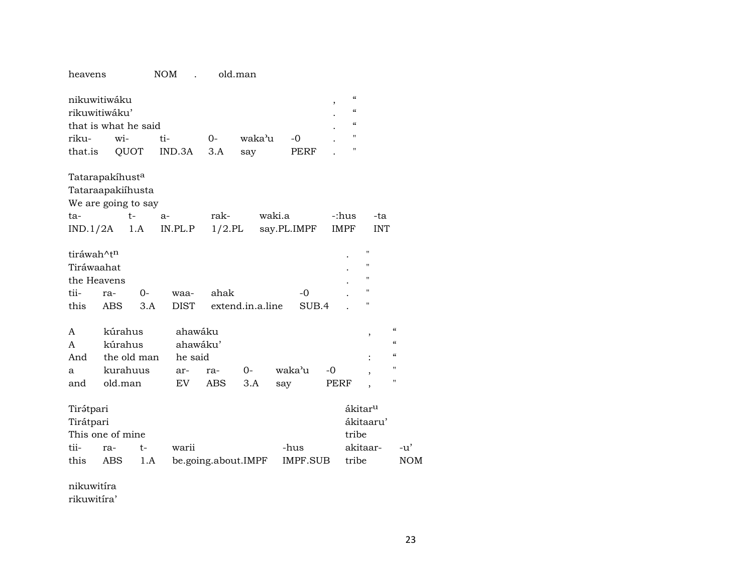heavens NOM . old.man

| nikuwitiwáku | | | | | | , | “ |
|---|---|---|---|---|---|---|---|
| rikuwitiwáku’ | | | | | | . | “ |
| that is what he said | | | | | | . | “ |
| riku- | wi- | ti- | 0- | waka’u | -0 | . | " |
| that.is | QUOT | IND.3A | 3.A | say | PERF | . | " |

| Tatarapakíhust[a] | | | | | | |
|---|---|---|---|---|---|---|
| Tataraapakiíhusta | | | | | | |
| We are going to say | | | | | | |
| ta- | t- | a- | rak- | waki.a | -:hus | -ta |
| IND.1/2A | 1.A | IN.PL.P | 1/2.PL | say.PL.IMPF | IMPF | INT |

| tiráwah^t[n] | | | | | | . | " |
|---|---|---|---|---|---|---|---|
| Tiráwaahat | | | | | | . | " |
| the Heavens | | | | | | . | " |
| tii- | ra- | 0- | waa- | ahak | -0 | . | " |
| this | ABS | 3.A | DIST | extend.in.a.line | SUB.4 | . | " |

| A | kúrahus | ahawáku | | | | | , | “ |
|---|---|---|---|---|---|---|---|---|
| A | kúrahus | ahawáku’ | | | | | | “ |
| And | the old man | he said | | | | | : | “ |
| a | kurahuus | ar- | ra- | 0- | waka’u | -0 | , | " |
| and | old.man | EV | ABS | 3.A | say | PERF | , | " |

| Tirə́tpari | | | | | ákitar[u] | |
|---|---|---|---|---|---|---|
| Tirátpari | | | | | ákitaaru’ | |
| This one of mine | | | | | tribe | |
| tii- | ra- | t- | warii | -hus | akitaar- | -u’ |
| this | ABS | 1.A | be.going.about.IMPF | IMPF.SUB | tribe | NOM |

nikuwitíra
rikuwitíra’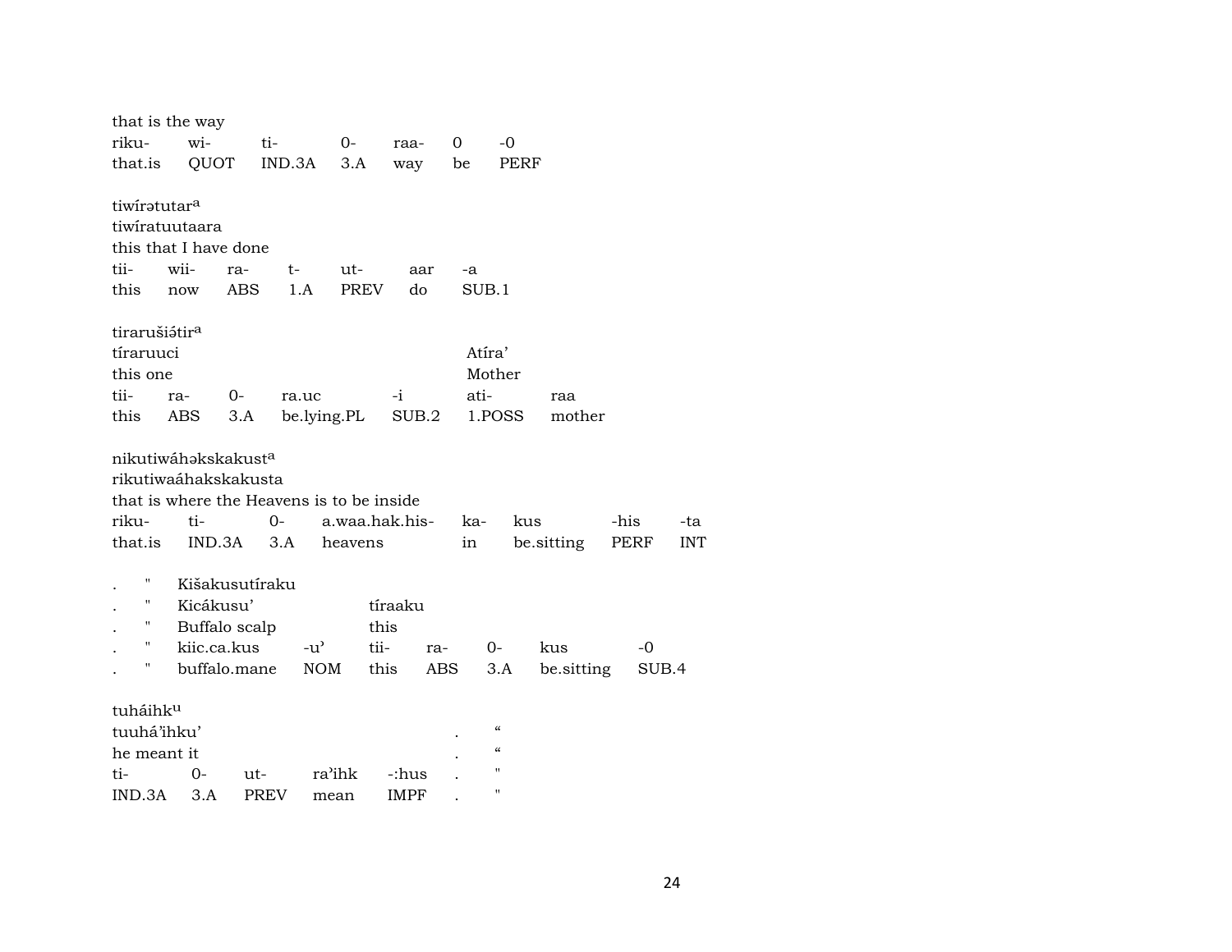that is the way

| riku- | wi- | ti- | 0- | raa- | 0 | -0 |
|---|---|---|---|---|---|---|
| that.is | QUOT | IND.3A | 3.A | way | be | PERF |

tiwírətutar[a]
tiwíratuutaara
this that I have done

| tii- | wii- | ra- | t- | ut- | aar | -a |
|---|---|---|---|---|---|---|
| this | now | ABS | 1.A | PREV | do | SUB.1 |

tirarušiə́tir[a]

| tíraruuci | | | | | Atíra’ | |
|---|---|---|---|---|---|---|
| this one | | | | | Mother | |
| tii- | ra- | 0- | ra.uc | -i | ati- | raa |
| this | ABS | 3.A | be.lying.PL | SUB.2 | 1.POSS | mother |

nikutiwáhəkskakust[a]
rikutiwaáhakskakusta
that is where the Heavens is to be inside

| riku- | ti- | 0- | a.waa.hak.his- | ka- | kus | -his | -ta |
|---|---|---|---|---|---|---|---|
| that.is | IND.3A | 3.A | heavens | in | be.sitting | PERF | INT |

| . | " | Kišakusutíraku | | | | | | |
|---|---|---|---|---|---|---|---|---|
| . | " | Kicákusu’ | | tíraaku | | | | |
| . | " | Buffalo scalp | | this | | | | |
| . | " | kiic.ca.kus | -u’ | tii- | ra- | 0- | kus | -0 |
| . | " | buffalo.mane | NOM | this | ABS | 3.A | be.sitting | SUB.4 |

tuháihk[u]

| tuuhá’ihku’ | | | | | . | “ |
|---|---|---|---|---|---|---|
| he meant it | | | | | . | “ |
| ti- | 0- | ut- | ra’ihk | -:hus | . | " |
| IND.3A | 3.A | PREV | mean | IMPF | . | " |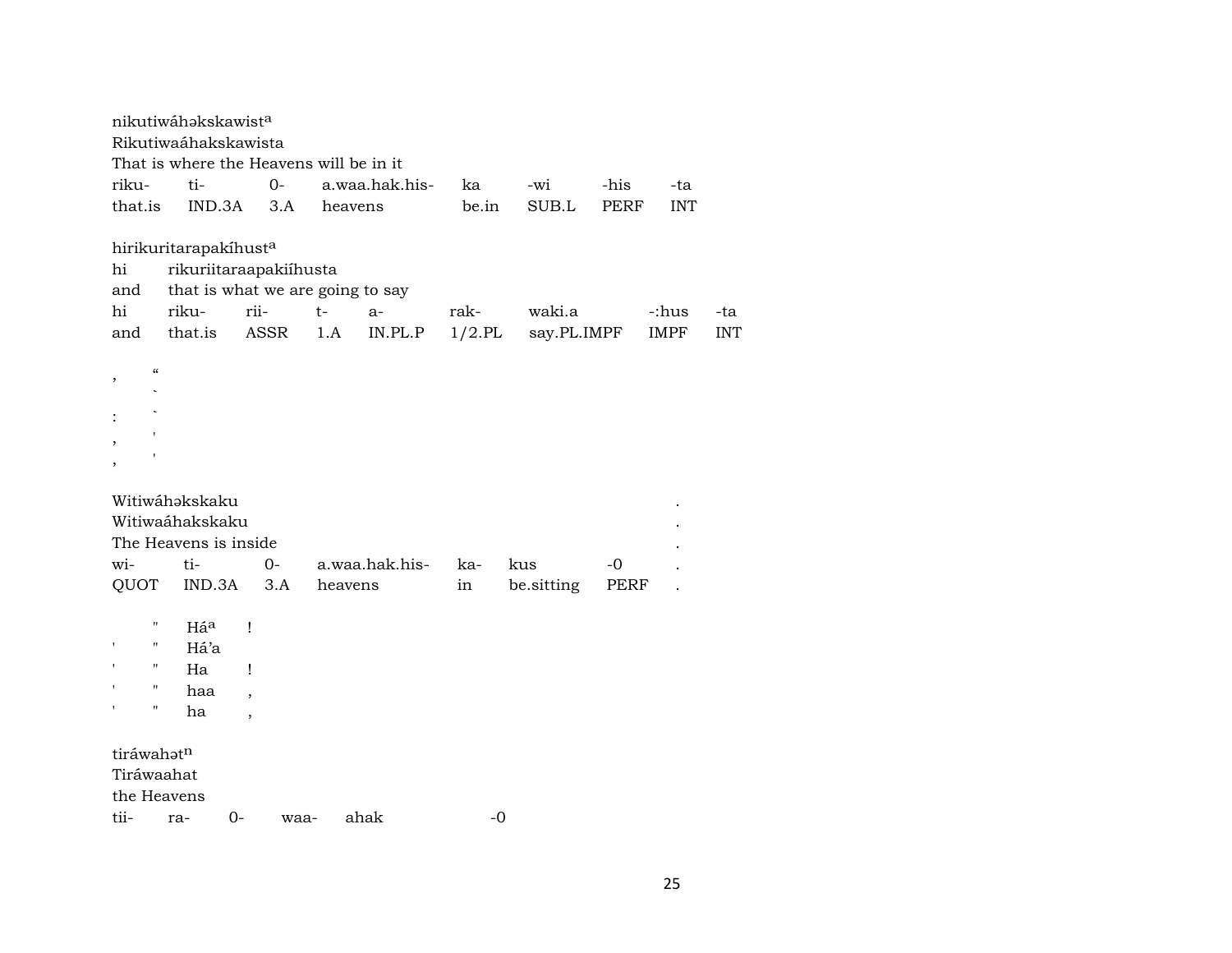nikutiwáhəkskawist[a]
Rikutiwaáhakskawista
That is where the Heavens will be in it

| riku- | ti- | 0- | a.waa.hak.his- | ka | -wi | -his | -ta |
|---|---|---|---|---|---|---|---|
| that.is | IND.3A | 3.A | heavens | be.in | SUB.L | PERF | INT |

hirikuritarapakíhust[a]
hi rikuriitaraapakiíhusta
and that is what we are going to say

| hi | riku- | rii- | t- | a- | rak- | waki.a | -:hus | -ta |
|---|---|---|---|---|---|---|---|---|
| and | that.is | ASSR | 1.A | IN.PL.P | 1/2.PL | say.PL.IMPF | IMPF | INT |

, “
`
: `
, '
, '

Witiwáhəkskaku .
Witiwaáhakskaku .
The Heavens is inside .

| wi- | ti- | 0- | a.waa.hak.his- | ka- | kus | -0 | . |
|---|---|---|---|---|---|---|---|
| QUOT | IND.3A | 3.A | heavens | in | be.sitting | PERF | . |

" Há[a] !
' " Há'a
' " Ha !
' " haa ,
' " ha ,

tiráwahət[n]
Tiráwaahat
the Heavens

| tii- | ra- | 0- | waa- | ahak | -0 |
|---|---|---|---|---|---|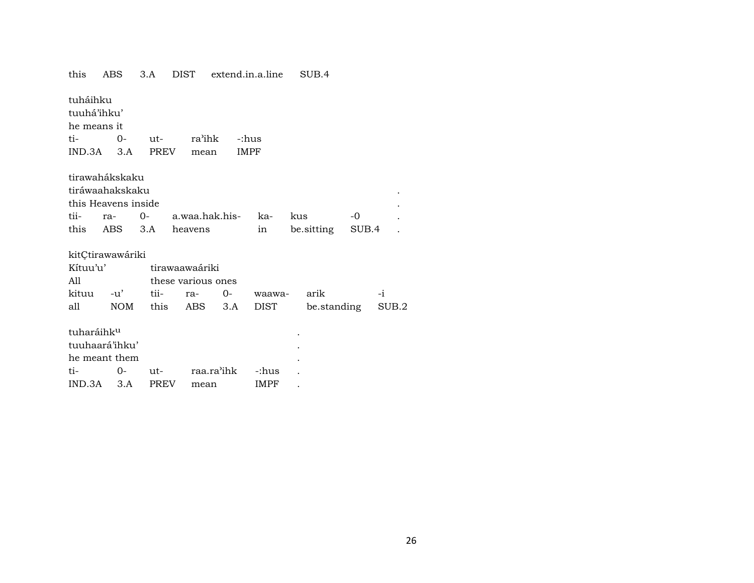| | | | | | |
|---|---|---|---|---|---|
| this | ABS | 3.A | DIST | extend.in.a.line | SUB.4 |

tuháihku
tuuhá'ihku'
he means it

| | | | | |
|---|---|---|---|---|
| ti- | 0- | ut- | ra'ihk | -:hus |
| IND.3A | 3.A | PREV | mean | IMPF |

tirawahákskaku
tiráwaahakskaku .
this Heavens inside .

| | | | | | | | |
|---|---|---|---|---|---|---|---|
| tii- | ra- | 0- | a.waa.hak.his- | ka- | kus | -0 | . |
| this | ABS | 3.A | heavens | in | be.sitting | SUB.4 | . |

kitÇtirawawáriki
Kítuu'u' tirawaawaáriki
All these various ones

| | | | | | | | |
|---|---|---|---|---|---|---|---|
| kituu | -u' | tii- | ra- | 0- | waawa- | arik | -i |
| all | NOM | this | ABS | 3.A | DIST | be.standing | SUB.2 |

tuharáihk^u .
tuuhaará'ihku' .
he meant them .

| | | | | | |
|---|---|---|---|---|---|
| ti- | 0- | ut- | raa.ra'ihk | -:hus | . |
| IND.3A | 3.A | PREV | mean | IMPF | . |